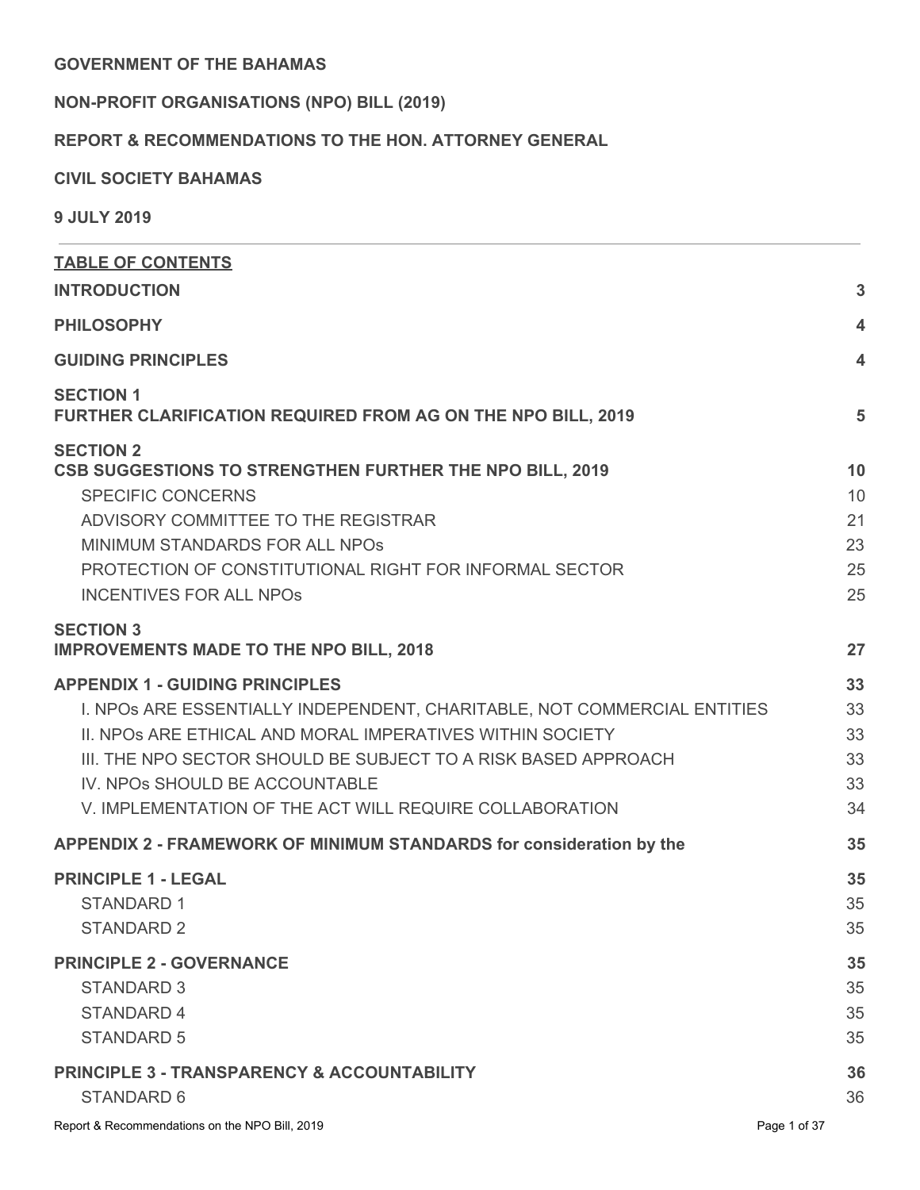**GOVERNMENT OF THE BAHAMAS**

**NON-PROFIT ORGANISATIONS (NPO) BILL (2019)**

**REPORT & RECOMMENDATIONS TO THE HON. ATTORNEY GENERAL**

**CIVIL SOCIETY BAHAMAS**

**9 JULY 2019**

---

**TABLE OF CONTENTS**

| | |
|---|---|
| **INTRODUCTION** | **3** |
| **PHILOSOPHY** | **4** |
| **GUIDING PRINCIPLES** | **4** |
| **SECTION 1** **FURTHER CLARIFICATION REQUIRED FROM AG ON THE NPO BILL, 2019** | **5** |
| **SECTION 2** **CSB SUGGESTIONS TO STRENGTHEN FURTHER THE NPO BILL, 2019** | **10** |
| SPECIFIC CONCERNS | 10 |
| ADVISORY COMMITTEE TO THE REGISTRAR | 21 |
| MINIMUM STANDARDS FOR ALL NPOs | 23 |
| PROTECTION OF CONSTITUTIONAL RIGHT FOR INFORMAL SECTOR | 25 |
| INCENTIVES FOR ALL NPOs | 25 |
| **SECTION 3** **IMPROVEMENTS MADE TO THE NPO BILL, 2018** | **27** |
| **APPENDIX 1 - GUIDING PRINCIPLES** | **33** |
| I. NPOs ARE ESSENTIALLY INDEPENDENT, CHARITABLE, NOT COMMERCIAL ENTITIES | 33 |
| II. NPOs ARE ETHICAL AND MORAL IMPERATIVES WITHIN SOCIETY | 33 |
| III. THE NPO SECTOR SHOULD BE SUBJECT TO A RISK BASED APPROACH | 33 |
| IV. NPOs SHOULD BE ACCOUNTABLE | 33 |
| V. IMPLEMENTATION OF THE ACT WILL REQUIRE COLLABORATION | 34 |
| **APPENDIX 2 - FRAMEWORK OF MINIMUM STANDARDS for consideration by the** | **35** |
| **PRINCIPLE 1 - LEGAL** | **35** |
| STANDARD 1 | 35 |
| STANDARD 2 | 35 |
| **PRINCIPLE 2 - GOVERNANCE** | **35** |
| STANDARD 3 | 35 |
| STANDARD 4 | 35 |
| STANDARD 5 | 35 |
| **PRINCIPLE 3 - TRANSPARENCY & ACCOUNTABILITY** | **36** |
| STANDARD 6 | 36 |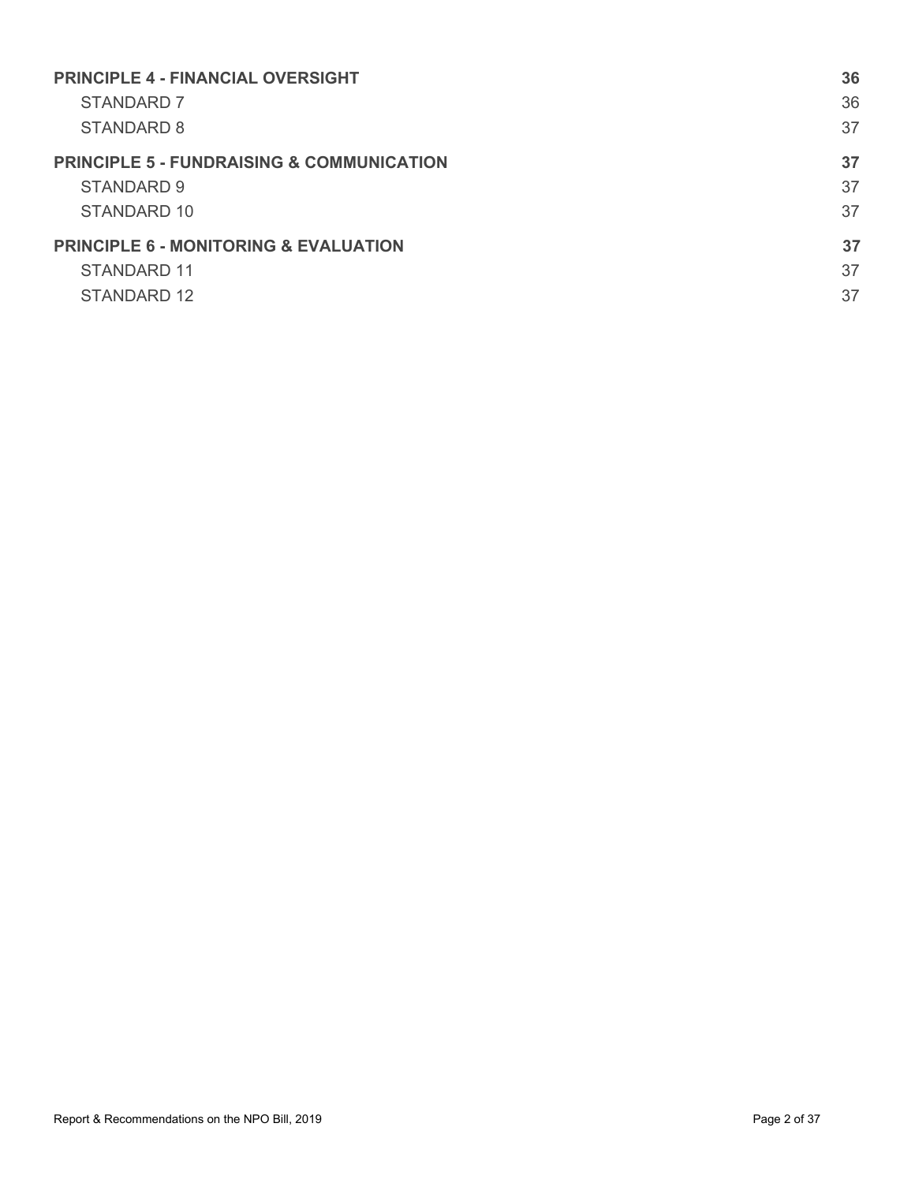**PRINCIPLE 4 - FINANCIAL OVERSIGHT** **36**

STANDARD 7 36

STANDARD 8 37

**PRINCIPLE 5 - FUNDRAISING & COMMUNICATION** **37**

STANDARD 9 37

STANDARD 10 37

**PRINCIPLE 6 - MONITORING & EVALUATION** **37**

STANDARD 11 37

STANDARD 12 37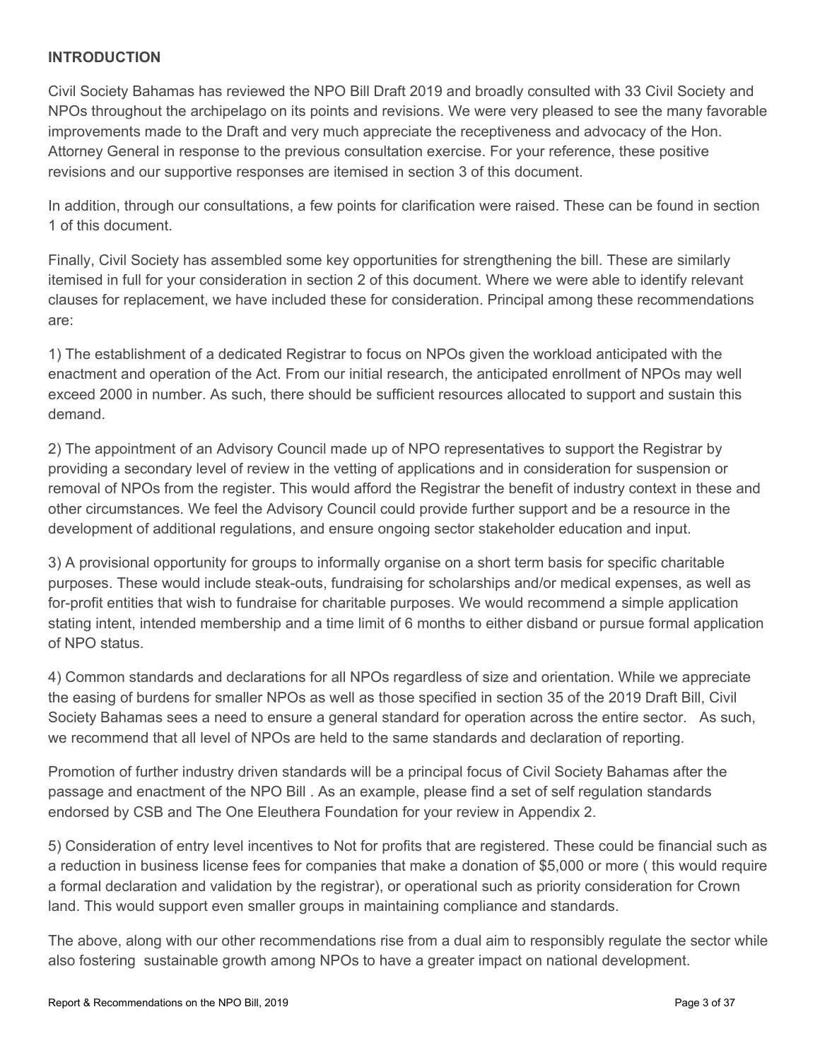**INTRODUCTION**

Civil Society Bahamas has reviewed the NPO Bill Draft 2019 and broadly consulted with 33 Civil Society and NPOs throughout the archipelago on its points and revisions. We were very pleased to see the many favorable improvements made to the Draft and very much appreciate the receptiveness and advocacy of the Hon. Attorney General in response to the previous consultation exercise. For your reference, these positive revisions and our supportive responses are itemised in section 3 of this document.

In addition, through our consultations, a few points for clarification were raised. These can be found in section 1 of this document.

Finally, Civil Society has assembled some key opportunities for strengthening the bill. These are similarly itemised in full for your consideration in section 2 of this document. Where we were able to identify relevant clauses for replacement, we have included these for consideration. Principal among these recommendations are:

1) The establishment of a dedicated Registrar to focus on NPOs given the workload anticipated with the enactment and operation of the Act. From our initial research, the anticipated enrollment of NPOs may well exceed 2000 in number. As such, there should be sufficient resources allocated to support and sustain this demand.

2) The appointment of an Advisory Council made up of NPO representatives to support the Registrar by providing a secondary level of review in the vetting of applications and in consideration for suspension or removal of NPOs from the register. This would afford the Registrar the benefit of industry context in these and other circumstances. We feel the Advisory Council could provide further support and be a resource in the development of additional regulations, and ensure ongoing sector stakeholder education and input.

3) A provisional opportunity for groups to informally organise on a short term basis for specific charitable purposes. These would include steak-outs, fundraising for scholarships and/or medical expenses, as well as for-profit entities that wish to fundraise for charitable purposes. We would recommend a simple application stating intent, intended membership and a time limit of 6 months to either disband or pursue formal application of NPO status.

4) Common standards and declarations for all NPOs regardless of size and orientation. While we appreciate the easing of burdens for smaller NPOs as well as those specified in section 35 of the 2019 Draft Bill, Civil Society Bahamas sees a need to ensure a general standard for operation across the entire sector. As such, we recommend that all level of NPOs are held to the same standards and declaration of reporting.

Promotion of further industry driven standards will be a principal focus of Civil Society Bahamas after the passage and enactment of the NPO Bill . As an example, please find a set of self regulation standards endorsed by CSB and The One Eleuthera Foundation for your review in Appendix 2.

5) Consideration of entry level incentives to Not for profits that are registered. These could be financial such as a reduction in business license fees for companies that make a donation of $5,000 or more ( this would require a formal declaration and validation by the registrar), or operational such as priority consideration for Crown land. This would support even smaller groups in maintaining compliance and standards.

The above, along with our other recommendations rise from a dual aim to responsibly regulate the sector while also fostering sustainable growth among NPOs to have a greater impact on national development.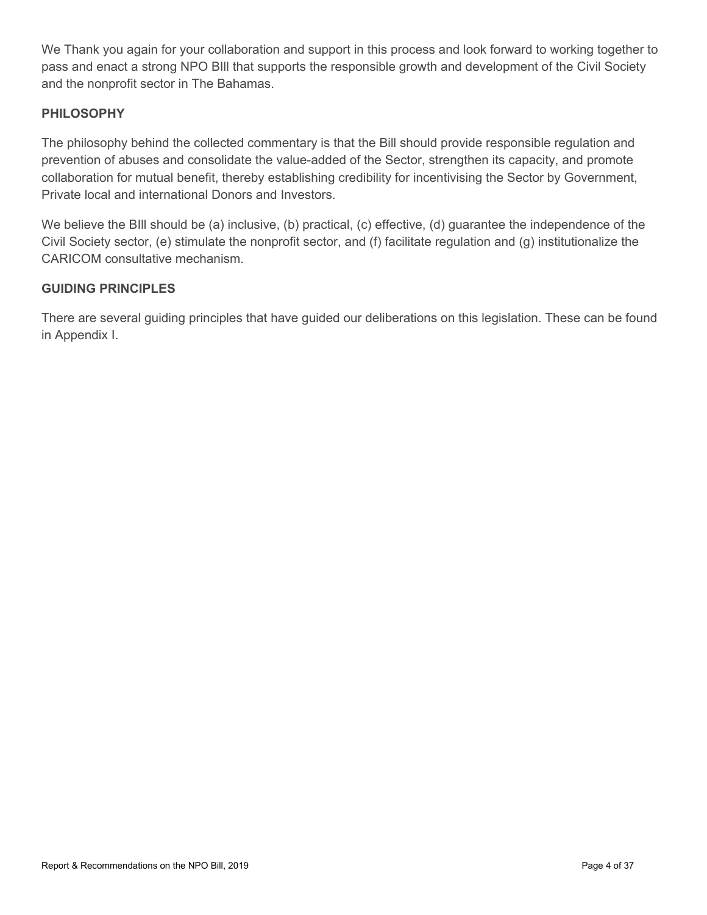We Thank you again for your collaboration and support in this process and look forward to working together to pass and enact a strong NPO BIll that supports the responsible growth and development of the Civil Society and the nonprofit sector in The Bahamas.

**PHILOSOPHY**

The philosophy behind the collected commentary is that the Bill should provide responsible regulation and prevention of abuses and consolidate the value-added of the Sector, strengthen its capacity, and promote collaboration for mutual benefit, thereby establishing credibility for incentivising the Sector by Government, Private local and international Donors and Investors.

We believe the BIll should be (a) inclusive, (b) practical, (c) effective, (d) guarantee the independence of the Civil Society sector, (e) stimulate the nonprofit sector, and (f) facilitate regulation and (g) institutionalize the CARICOM consultative mechanism.

**GUIDING PRINCIPLES**

There are several guiding principles that have guided our deliberations on this legislation. These can be found in Appendix I.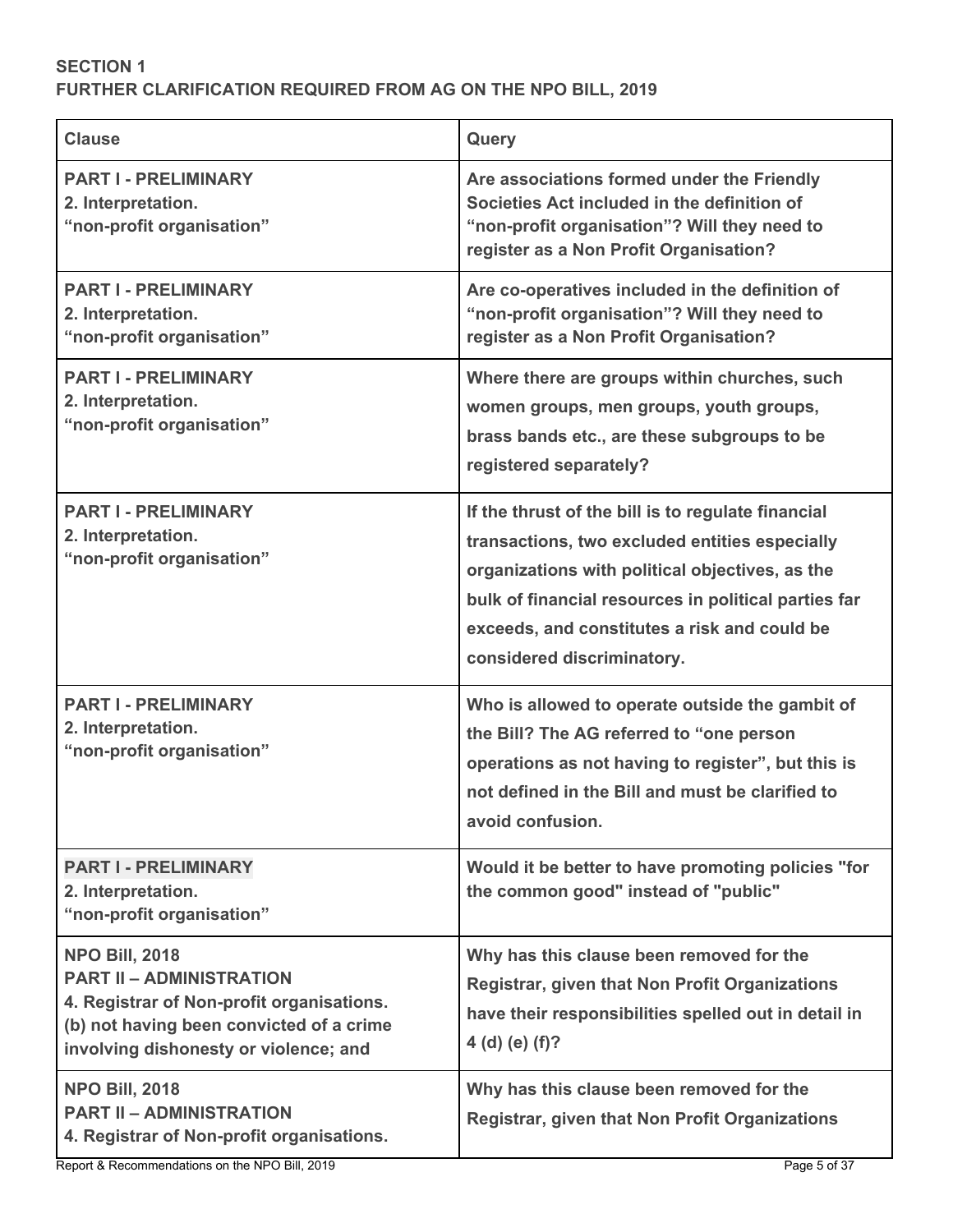**SECTION 1**
**FURTHER CLARIFICATION REQUIRED FROM AG ON THE NPO BILL, 2019**

| Clause | Query |
|---|---|
| **PART I - PRELIMINARY**<br>**2. Interpretation.**<br>**"non-profit organisation"** | **Are associations formed under the Friendly Societies Act included in the definition of "non-profit organisation"? Will they need to register as a Non Profit Organisation?** |
| **PART I - PRELIMINARY**<br>**2. Interpretation.**<br>**"non-profit organisation"** | **Are co-operatives included in the definition of "non-profit organisation"? Will they need to register as a Non Profit Organisation?** |
| **PART I - PRELIMINARY**<br>**2. Interpretation.**<br>**"non-profit organisation"** | **Where there are groups within churches, such women groups, men groups, youth groups, brass bands etc., are these subgroups to be registered separately?** |
| **PART I - PRELIMINARY**<br>**2. Interpretation.**<br>**"non-profit organisation"** | **If the thrust of the bill is to regulate financial transactions, two excluded entities especially organizations with political objectives, as the bulk of financial resources in political parties far exceeds, and constitutes a risk and could be considered discriminatory.** |
| **PART I - PRELIMINARY**<br>**2. Interpretation.**<br>**"non-profit organisation"** | **Who is allowed to operate outside the gambit of the Bill? The AG referred to "one person operations as not having to register", but this is not defined in the Bill and must be clarified to avoid confusion.** |
| **PART I - PRELIMINARY**<br>**2. Interpretation.**<br>**"non-profit organisation"** | **Would it be better to have promoting policies "for the common good" instead of "public"** |
| **NPO Bill, 2018**<br>**PART II – ADMINISTRATION**<br>**4. Registrar of Non-profit organisations.**<br>**(b) not having been convicted of a crime involving dishonesty or violence; and** | **Why has this clause been removed for the Registrar, given that Non Profit Organizations have their responsibilities spelled out in detail in 4 (d) (e) (f)?** |
| **NPO Bill, 2018**<br>**PART II – ADMINISTRATION**<br>**4. Registrar of Non-profit organisations.** | **Why has this clause been removed for the Registrar, given that Non Profit Organizations** |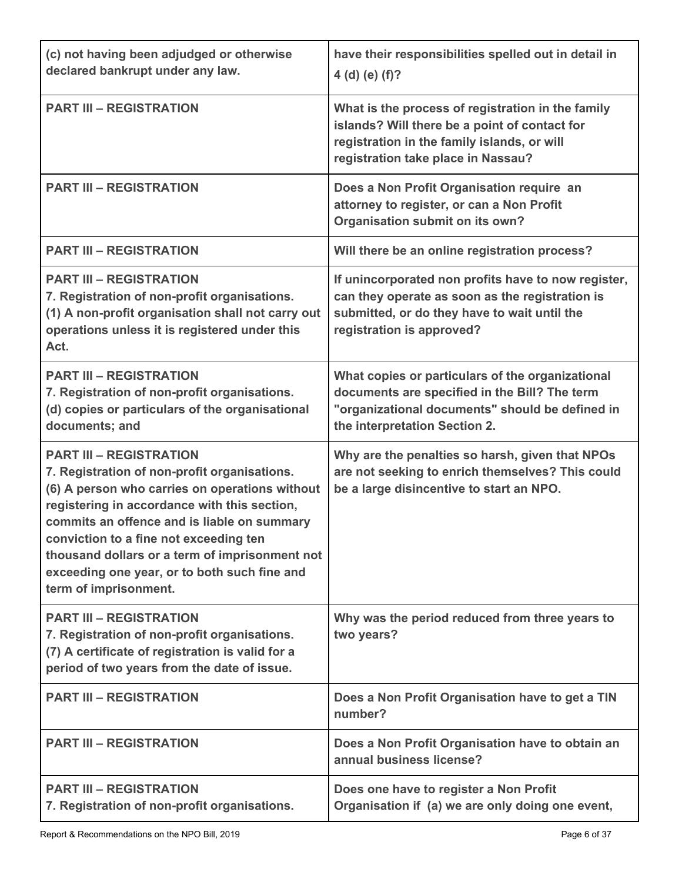| | |
|---|---|
| **(c) not having been adjudged or otherwise declared bankrupt under any law.** | **have their responsibilities spelled out in detail in 4 (d) (e) (f)?** |
| **PART III – REGISTRATION** | **What is the process of registration in the family islands? Will there be a point of contact for registration in the family islands, or will registration take place in Nassau?** |
| **PART III – REGISTRATION** | **Does a Non Profit Organisation require an attorney to register, or can a Non Profit Organisation submit on its own?** |
| **PART III – REGISTRATION** | **Will there be an online registration process?** |
| **PART III – REGISTRATION**<br>**7. Registration of non-profit organisations.**<br>**(1) A non-profit organisation shall not carry out operations unless it is registered under this Act.** | **If unincorporated non profits have to now register, can they operate as soon as the registration is submitted, or do they have to wait until the registration is approved?** |
| **PART III – REGISTRATION**<br>**7. Registration of non-profit organisations.**<br>**(d) copies or particulars of the organisational documents; and** | **What copies or particulars of the organizational documents are specified in the Bill? The term "organizational documents" should be defined in the interpretation Section 2.** |
| **PART III – REGISTRATION**<br>**7. Registration of non-profit organisations.**<br>**(6) A person who carries on operations without registering in accordance with this section, commits an offence and is liable on summary conviction to a fine not exceeding ten thousand dollars or a term of imprisonment not exceeding one year, or to both such fine and term of imprisonment.** | **Why are the penalties so harsh, given that NPOs are not seeking to enrich themselves? This could be a large disincentive to start an NPO.** |
| **PART III – REGISTRATION**<br>**7. Registration of non-profit organisations.**<br>**(7) A certificate of registration is valid for a period of two years from the date of issue.** | **Why was the period reduced from three years to two years?** |
| **PART III – REGISTRATION** | **Does a Non Profit Organisation have to get a TIN number?** |
| **PART III – REGISTRATION** | **Does a Non Profit Organisation have to obtain an annual business license?** |
| **PART III – REGISTRATION**<br>**7. Registration of non-profit organisations.** | **Does one have to register a Non Profit Organisation if (a) we are only doing one event,** |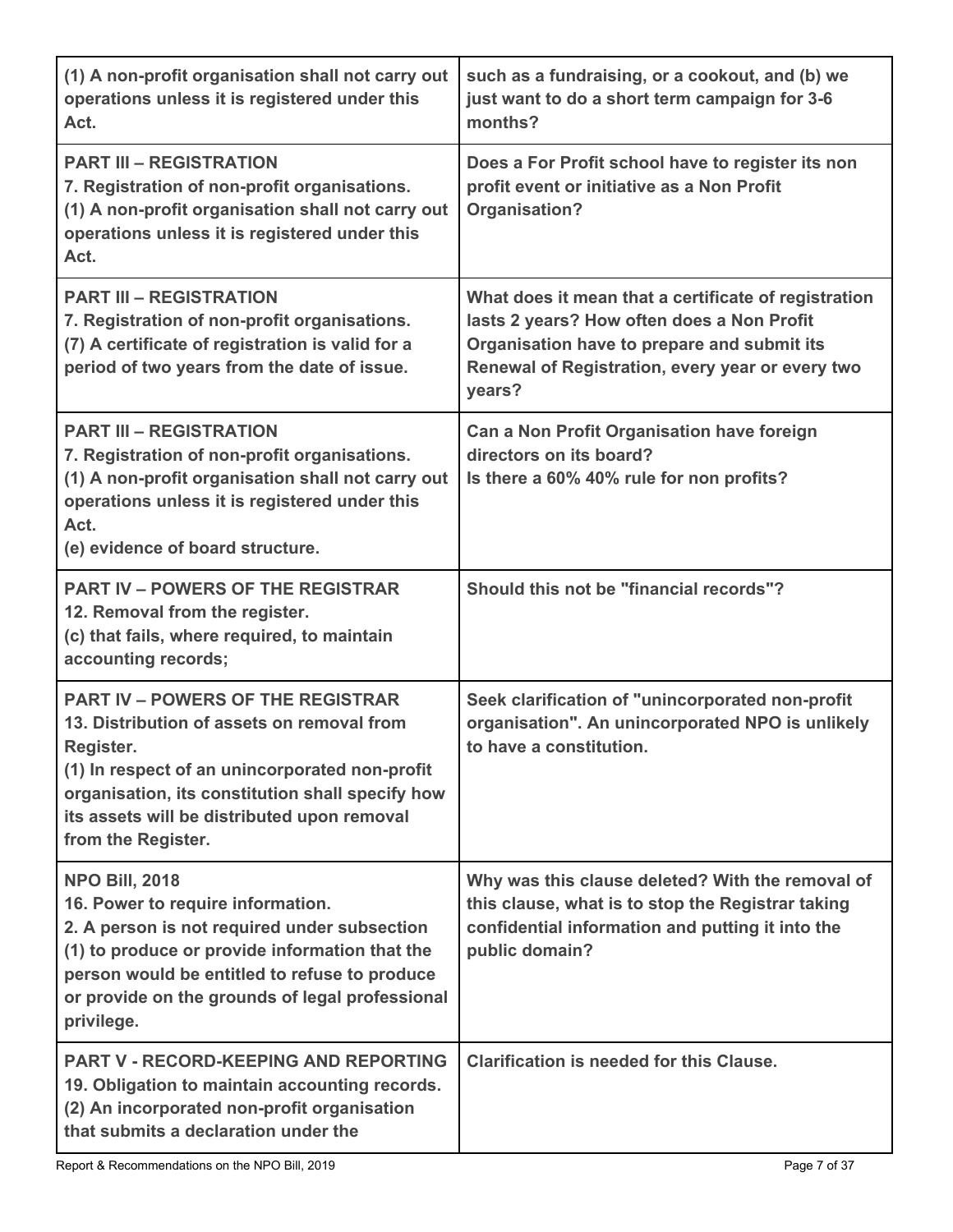| | |
|---|---|
| **(1) A non-profit organisation shall not carry out operations unless it is registered under this Act.** | **such as a fundraising, or a cookout, and (b) we just want to do a short term campaign for 3-6 months?** |
| **PART III – REGISTRATION**<br>**7. Registration of non-profit organisations.**<br>**(1) A non-profit organisation shall not carry out operations unless it is registered under this Act.** | **Does a For Profit school have to register its non profit event or initiative as a Non Profit Organisation?** |
| **PART III – REGISTRATION**<br>**7. Registration of non-profit organisations.**<br>**(7) A certificate of registration is valid for a period of two years from the date of issue.** | **What does it mean that a certificate of registration lasts 2 years? How often does a Non Profit Organisation have to prepare and submit its Renewal of Registration, every year or every two years?** |
| **PART III – REGISTRATION**<br>**7. Registration of non-profit organisations.**<br>**(1) A non-profit organisation shall not carry out operations unless it is registered under this Act.**<br>**(e) evidence of board structure.** | **Can a Non Profit Organisation have foreign directors on its board?**<br>**Is there a 60% 40% rule for non profits?** |
| **PART IV – POWERS OF THE REGISTRAR**<br>**12. Removal from the register.**<br>**(c) that fails, where required, to maintain accounting records;** | **Should this not be "financial records"?** |
| **PART IV – POWERS OF THE REGISTRAR**<br>**13. Distribution of assets on removal from Register.**<br>**(1) In respect of an unincorporated non-profit organisation, its constitution shall specify how its assets will be distributed upon removal from the Register.** | **Seek clarification of "unincorporated non-profit organisation". An unincorporated NPO is unlikely to have a constitution.** |
| **NPO Bill, 2018**<br>**16. Power to require information.**<br>**2. A person is not required under subsection (1) to produce or provide information that the person would be entitled to refuse to produce or provide on the grounds of legal professional privilege.** | **Why was this clause deleted? With the removal of this clause, what is to stop the Registrar taking confidential information and putting it into the public domain?** |
| **PART V - RECORD-KEEPING AND REPORTING**<br>**19. Obligation to maintain accounting records.**<br>**(2) An incorporated non-profit organisation that submits a declaration under the** | **Clarification is needed for this Clause.** |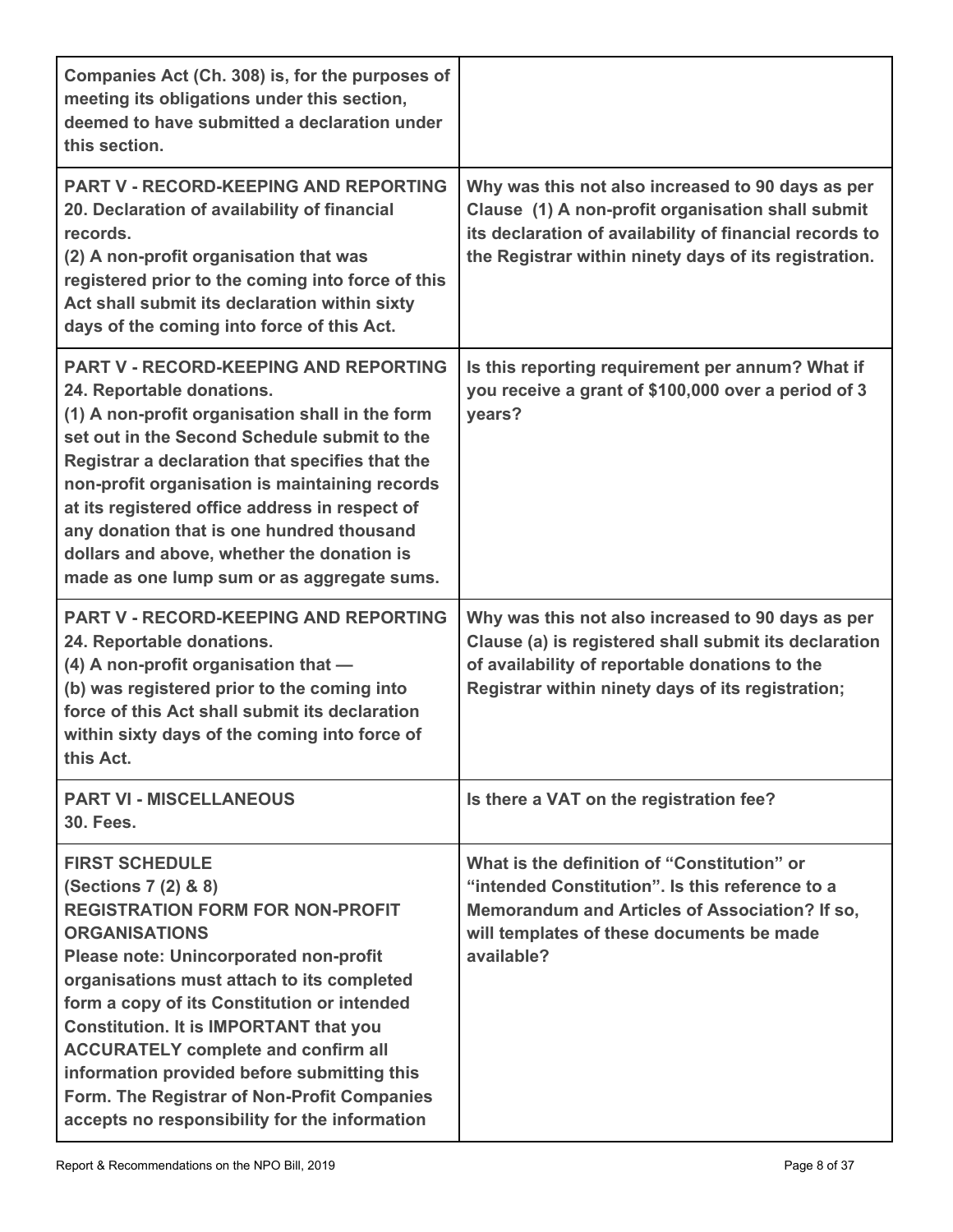| | |
|---|---|
| **Companies Act (Ch. 308) is, for the purposes of meeting its obligations under this section, deemed to have submitted a declaration under this section.** | |
| **PART V - RECORD-KEEPING AND REPORTING**<br>**20. Declaration of availability of financial records.**<br>**(2) A non-profit organisation that was registered prior to the coming into force of this Act shall submit its declaration within sixty days of the coming into force of this Act.** | **Why was this not also increased to 90 days as per Clause (1) A non-profit organisation shall submit its declaration of availability of financial records to the Registrar within ninety days of its registration.** |
| **PART V - RECORD-KEEPING AND REPORTING**<br>**24. Reportable donations.**<br>**(1) A non-profit organisation shall in the form set out in the Second Schedule submit to the Registrar a declaration that specifies that the non-profit organisation is maintaining records at its registered office address in respect of any donation that is one hundred thousand dollars and above, whether the donation is made as one lump sum or as aggregate sums.** | **Is this reporting requirement per annum? What if you receive a grant of $100,000 over a period of 3 years?** |
| **PART V - RECORD-KEEPING AND REPORTING**<br>**24. Reportable donations.**<br>**(4) A non-profit organisation that —**<br>**(b) was registered prior to the coming into force of this Act shall submit its declaration within sixty days of the coming into force of this Act.** | **Why was this not also increased to 90 days as per Clause (a) is registered shall submit its declaration of availability of reportable donations to the Registrar within ninety days of its registration;** |
| **PART VI - MISCELLANEOUS**<br>**30. Fees.** | **Is there a VAT on the registration fee?** |
| **FIRST SCHEDULE**<br>**(Sections 7 (2) & 8)**<br>**REGISTRATION FORM FOR NON-PROFIT ORGANISATIONS**<br>**Please note: Unincorporated non-profit organisations must attach to its completed form a copy of its Constitution or intended Constitution. It is IMPORTANT that you ACCURATELY complete and confirm all information provided before submitting this Form. The Registrar of Non-Profit Companies accepts no responsibility for the information** | **What is the definition of "Constitution" or "intended Constitution". Is this reference to a Memorandum and Articles of Association? If so, will templates of these documents be made available?** |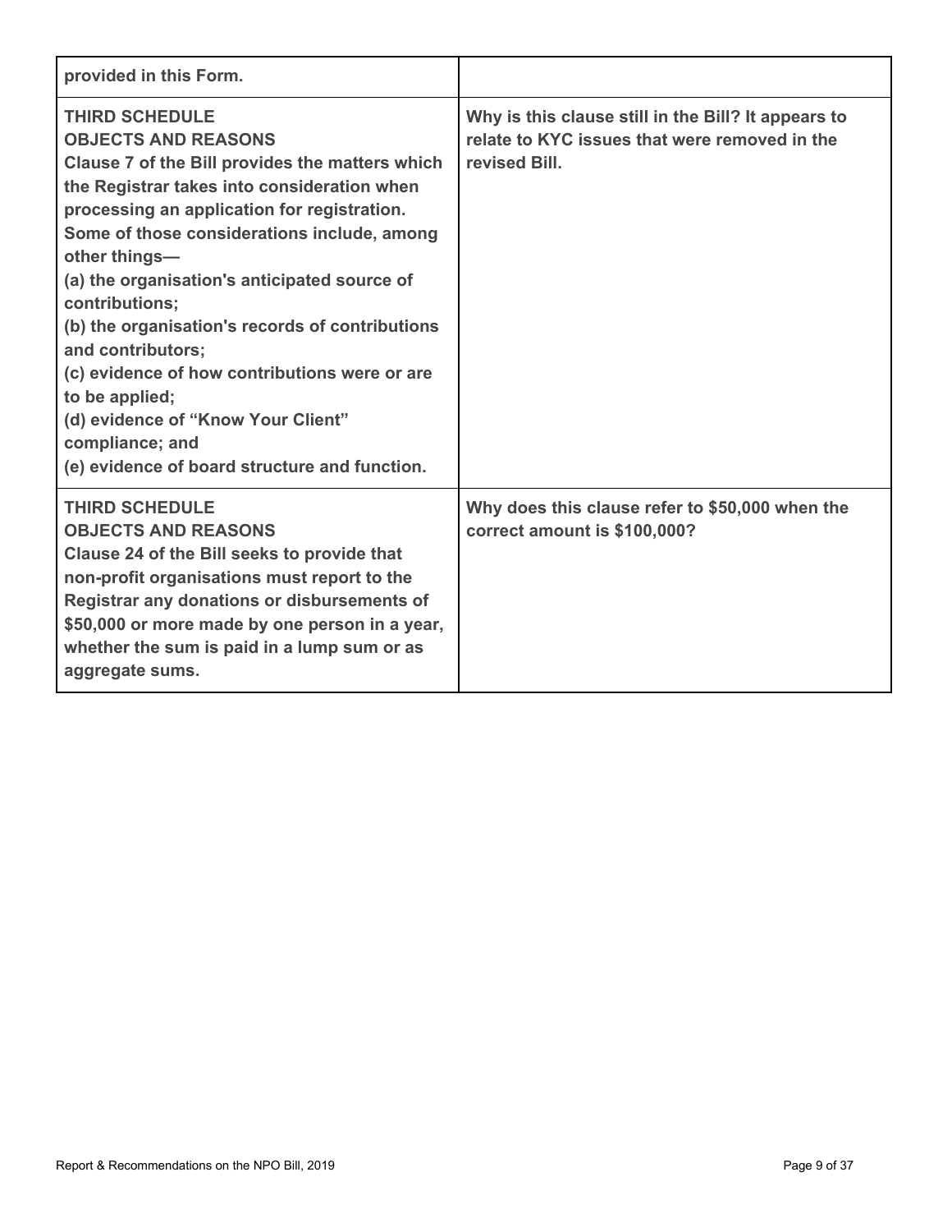| | |
|---|---|
| **provided in this Form.** | |
| **THIRD SCHEDULE**<br>**OBJECTS AND REASONS**<br>**Clause 7 of the Bill provides the matters which the Registrar takes into consideration when processing an application for registration. Some of those considerations include, among other things—**<br>**(a) the organisation's anticipated source of contributions;**<br>**(b) the organisation's records of contributions and contributors;**<br>**(c) evidence of how contributions were or are to be applied;**<br>**(d) evidence of "Know Your Client" compliance; and**<br>**(e) evidence of board structure and function.** | **Why is this clause still in the Bill? It appears to relate to KYC issues that were removed in the revised Bill.** |
| **THIRD SCHEDULE**<br>**OBJECTS AND REASONS**<br>**Clause 24 of the Bill seeks to provide that non-profit organisations must report to the Registrar any donations or disbursements of $50,000 or more made by one person in a year, whether the sum is paid in a lump sum or as aggregate sums.** | **Why does this clause refer to $50,000 when the correct amount is $100,000?** |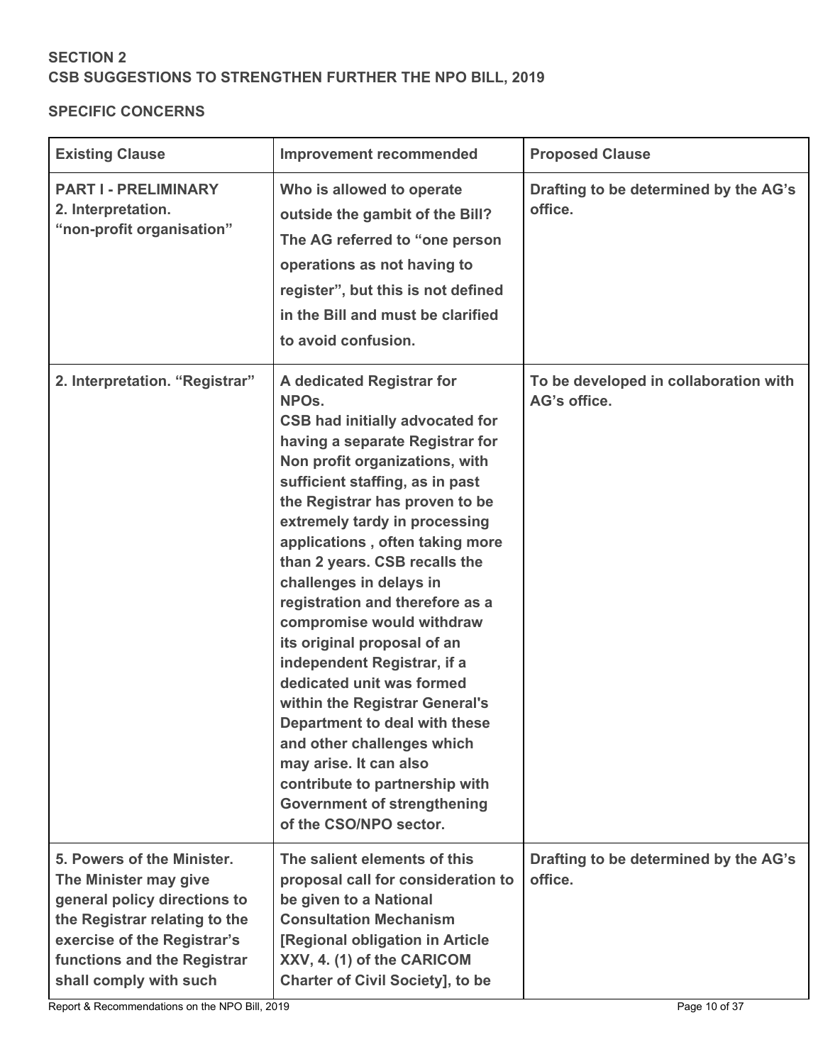## SECTION 2
## CSB SUGGESTIONS TO STRENGTHEN FURTHER THE NPO BILL, 2019

### SPECIFIC CONCERNS

| Existing Clause | Improvement recommended | Proposed Clause |
|---|---|---|
| **PART I - PRELIMINARY 2. Interpretation. "non-profit organisation"** | **Who is allowed to operate outside the gambit of the Bill? The AG referred to "one person operations as not having to register", but this is not defined in the Bill and must be clarified to avoid confusion.** | **Drafting to be determined by the AG's office.** |
| **2. Interpretation. "Registrar"** | **A dedicated Registrar for NPOs. CSB had initially advocated for having a separate Registrar for Non profit organizations, with sufficient staffing, as in past the Registrar has proven to be extremely tardy in processing applications , often taking more than 2 years. CSB recalls the challenges in delays in registration and therefore as a compromise would withdraw its original proposal of an independent Registrar, if a dedicated unit was formed within the Registrar General's Department to deal with these and other challenges which may arise. It can also contribute to partnership with Government of strengthening of the CSO/NPO sector.** | **To be developed in collaboration with AG's office.** |
| **5. Powers of the Minister. The Minister may give general policy directions to the Registrar relating to the exercise of the Registrar's functions and the Registrar shall comply with such** | **The salient elements of this proposal call for consideration to be given to a National Consultation Mechanism [Regional obligation in Article XXV, 4. (1) of the CARICOM Charter of Civil Society], to be** | **Drafting to be determined by the AG's office.** |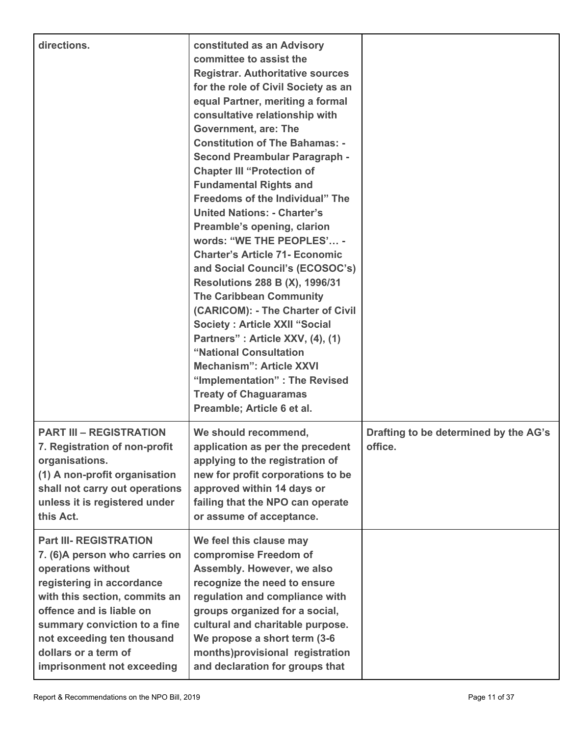| | | |
|---|---|---|
| **directions.** | **constituted as an Advisory committee to assist the Registrar. Authoritative sources for the role of Civil Society as an equal Partner, meriting a formal consultative relationship with Government, are: The Constitution of The Bahamas: - Second Preambular Paragraph - Chapter III "Protection of Fundamental Rights and Freedoms of the Individual" The United Nations: - Charter's Preamble's opening, clarion words: "WE THE PEOPLES'… - Charter's Article 71- Economic and Social Council's (ECOSOC's) Resolutions 288 B (X), 1996/31 The Caribbean Community (CARICOM): - The Charter of Civil Society : Article XXII "Social Partners" : Article XXV, (4), (1) "National Consultation Mechanism": Article XXVI "Implementation" : The Revised Treaty of Chaguaramas Preamble; Article 6 et al.** | |
| **PART III – REGISTRATION 7. Registration of non-profit organisations. (1) A non-profit organisation shall not carry out operations unless it is registered under this Act.** | **We should recommend, application as per the precedent applying to the registration of new for profit corporations to be approved within 14 days or failing that the NPO can operate or assume of acceptance.** | **Drafting to be determined by the AG's office.** |
| **Part III- REGISTRATION 7. (6)A person who carries on operations without registering in accordance with this section, commits an offence and is liable on summary conviction to a fine not exceeding ten thousand dollars or a term of imprisonment not exceeding** | **We feel this clause may compromise Freedom of Assembly. However, we also recognize the need to ensure regulation and compliance with groups organized for a social, cultural and charitable purpose. We propose a short term (3-6 months)provisional registration and declaration for groups that** | |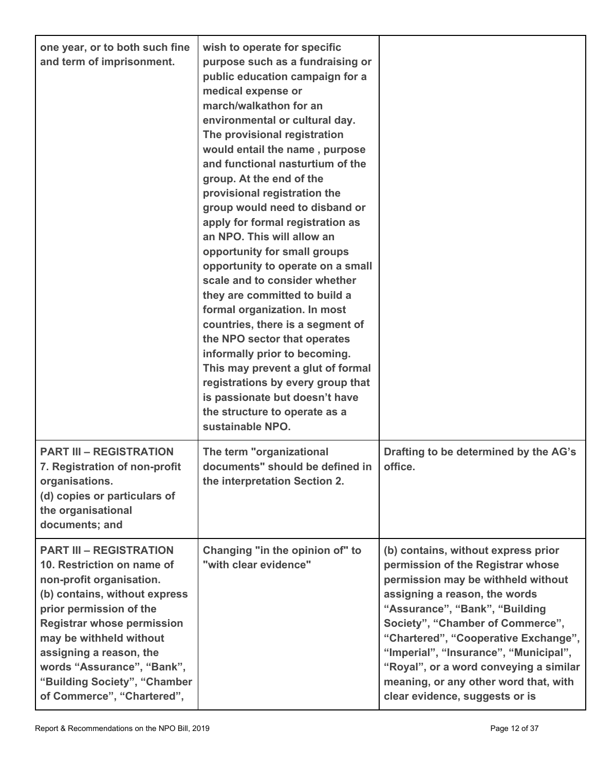| | | |
|---|---|---|
| **one year, or to both such fine and term of imprisonment.** | **wish to operate for specific purpose such as a fundraising or public education campaign for a medical expense or march/walkathon for an environmental or cultural day. The provisional registration would entail the name , purpose and functional nasturtium of the group. At the end of the provisional registration the group would need to disband or apply for formal registration as an NPO. This will allow an opportunity for small groups opportunity to operate on a small scale and to consider whether they are committed to build a formal organization. In most countries, there is a segment of the NPO sector that operates informally prior to becoming. This may prevent a glut of formal registrations by every group that is passionate but doesn't have the structure to operate as a sustainable NPO.** | |
| **PART III – REGISTRATION**<br>**7. Registration of non-profit organisations.**<br>**(d) copies or particulars of the organisational documents; and** | **The term "organizational documents" should be defined in the interpretation Section 2.** | **Drafting to be determined by the AG's office.** |
| **PART III – REGISTRATION**<br>**10. Restriction on name of non-profit organisation.**<br>**(b) contains, without express prior permission of the Registrar whose permission may be withheld without assigning a reason, the words "Assurance", "Bank", "Building Society", "Chamber of Commerce", "Chartered",** | **Changing "in the opinion of" to "with clear evidence"** | **(b) contains, without express prior permission of the Registrar whose permission may be withheld without assigning a reason, the words "Assurance", "Bank", "Building Society", "Chamber of Commerce", "Chartered", "Cooperative Exchange", "Imperial", "Insurance", "Municipal", "Royal", or a word conveying a similar meaning, or any other word that, with clear evidence, suggests or is** |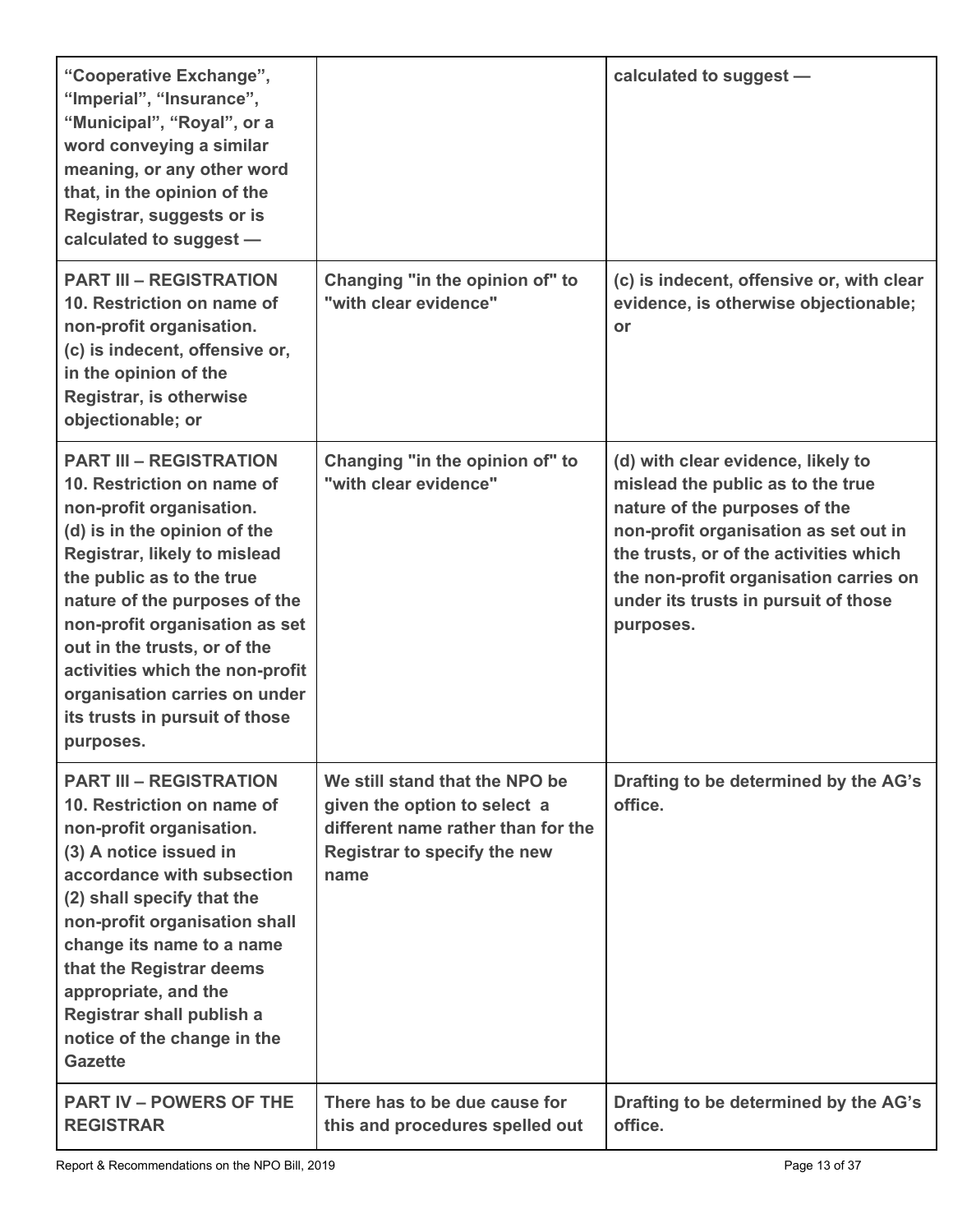| | | |
|---|---|---|
| **"Cooperative Exchange", "Imperial", "Insurance", "Municipal", "Royal", or a word conveying a similar meaning, or any other word that, in the opinion of the Registrar, suggests or is calculated to suggest —** | | **calculated to suggest —** |
| **PART III – REGISTRATION 10. Restriction on name of non-profit organisation. (c) is indecent, offensive or, in the opinion of the Registrar, is otherwise objectionable; or** | **Changing "in the opinion of" to "with clear evidence"** | **(c) is indecent, offensive or, with clear evidence, is otherwise objectionable; or** |
| **PART III – REGISTRATION 10. Restriction on name of non-profit organisation. (d) is in the opinion of the Registrar, likely to mislead the public as to the true nature of the purposes of the non-profit organisation as set out in the trusts, or of the activities which the non-profit organisation carries on under its trusts in pursuit of those purposes.** | **Changing "in the opinion of" to "with clear evidence"** | **(d) with clear evidence, likely to mislead the public as to the true nature of the purposes of the non-profit organisation as set out in the trusts, or of the activities which the non-profit organisation carries on under its trusts in pursuit of those purposes.** |
| **PART III – REGISTRATION 10. Restriction on name of non-profit organisation. (3) A notice issued in accordance with subsection (2) shall specify that the non-profit organisation shall change its name to a name that the Registrar deems appropriate, and the Registrar shall publish a notice of the change in the Gazette** | **We still stand that the NPO be given the option to select a different name rather than for the Registrar to specify the new name** | **Drafting to be determined by the AG's office.** |
| **PART IV – POWERS OF THE REGISTRAR** | **There has to be due cause for this and procedures spelled out** | **Drafting to be determined by the AG's office.** |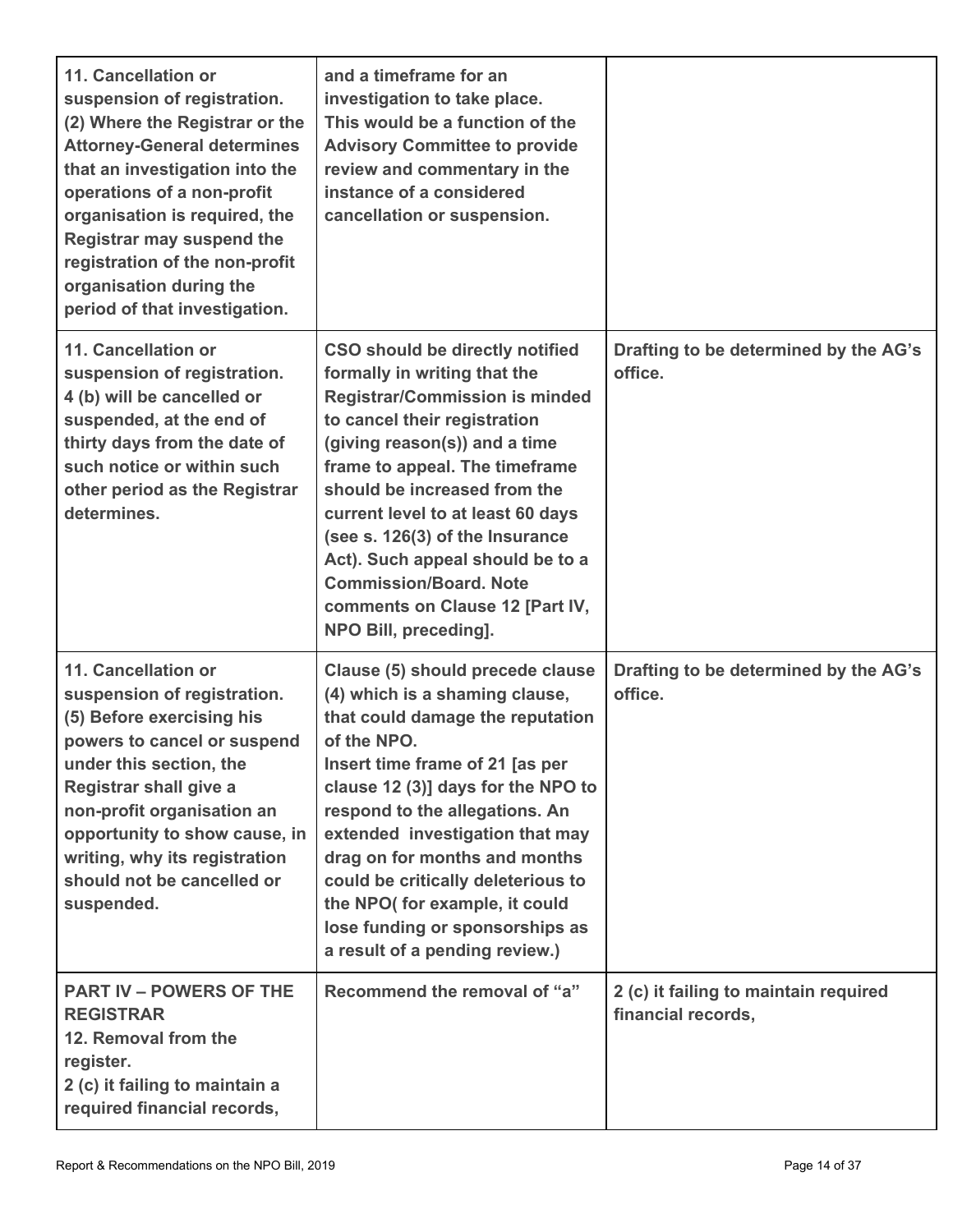| | | |
|---|---|---|
| **11. Cancellation or suspension of registration. (2) Where the Registrar or the Attorney-General determines that an investigation into the operations of a non-profit organisation is required, the Registrar may suspend the registration of the non-profit organisation during the period of that investigation.** | **and a timeframe for an investigation to take place. This would be a function of the Advisory Committee to provide review and commentary in the instance of a considered cancellation or suspension.** | |
| **11. Cancellation or suspension of registration. 4 (b) will be cancelled or suspended, at the end of thirty days from the date of such notice or within such other period as the Registrar determines.** | **CSO should be directly notified formally in writing that the Registrar/Commission is minded to cancel their registration (giving reason(s)) and a time frame to appeal. The timeframe should be increased from the current level to at least 60 days (see s. 126(3) of the Insurance Act). Such appeal should be to a Commission/Board. Note comments on Clause 12 [Part IV, NPO Bill, preceding].** | **Drafting to be determined by the AG's office.** |
| **11. Cancellation or suspension of registration. (5) Before exercising his powers to cancel or suspend under this section, the Registrar shall give a non-profit organisation an opportunity to show cause, in writing, why its registration should not be cancelled or suspended.** | **Clause (5) should precede clause (4) which is a shaming clause, that could damage the reputation of the NPO. Insert time frame of 21 [as per clause 12 (3)] days for the NPO to respond to the allegations. An extended investigation that may drag on for months and months could be critically deleterious to the NPO( for example, it could lose funding or sponsorships as a result of a pending review.)** | **Drafting to be determined by the AG's office.** |
| **PART IV – POWERS OF THE REGISTRAR 12. Removal from the register. 2 (c) it failing to maintain a required financial records,** | **Recommend the removal of "a"** | **2 (c) it failing to maintain required financial records,** |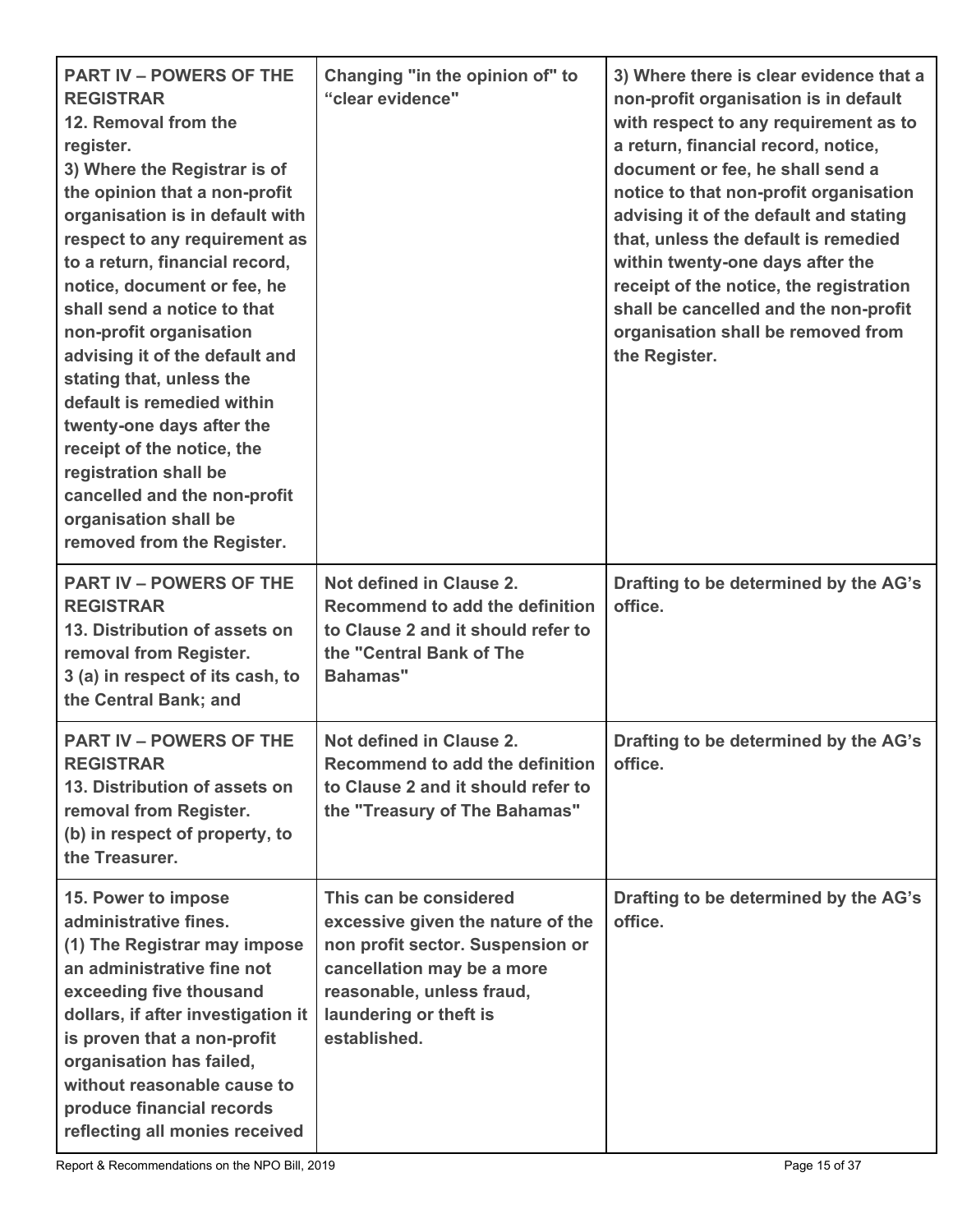| **PART IV – POWERS OF THE REGISTRAR** **12. Removal from the register.** **3) Where the Registrar is of the opinion that a non-profit organisation is in default with respect to any requirement as to a return, financial record, notice, document or fee, he shall send a notice to that non-profit organisation advising it of the default and stating that, unless the default is remedied within twenty-one days after the receipt of the notice, the registration shall be cancelled and the non-profit organisation shall be removed from the Register.** | **Changing "in the opinion of" to "clear evidence"** | **3) Where there is clear evidence that a non-profit organisation is in default with respect to any requirement as to a return, financial record, notice, document or fee, he shall send a notice to that non-profit organisation advising it of the default and stating that, unless the default is remedied within twenty-one days after the receipt of the notice, the registration shall be cancelled and the non-profit organisation shall be removed from the Register.** |
|---|---|---|
| **PART IV – POWERS OF THE REGISTRAR** **13. Distribution of assets on removal from Register.** **3 (a) in respect of its cash, to the Central Bank; and** | **Not defined in Clause 2. Recommend to add the definition to Clause 2 and it should refer to the "Central Bank of The Bahamas"** | **Drafting to be determined by the AG's office.** |
| **PART IV – POWERS OF THE REGISTRAR** **13. Distribution of assets on removal from Register.** **(b) in respect of property, to the Treasurer.** | **Not defined in Clause 2. Recommend to add the definition to Clause 2 and it should refer to the "Treasury of The Bahamas"** | **Drafting to be determined by the AG's office.** |
| **15. Power to impose administrative fines.** **(1) The Registrar may impose an administrative fine not exceeding five thousand dollars, if after investigation it is proven that a non-profit organisation has failed, without reasonable cause to produce financial records reflecting all monies received** | **This can be considered excessive given the nature of the non profit sector. Suspension or cancellation may be a more reasonable, unless fraud, laundering or theft is established.** | **Drafting to be determined by the AG's office.** |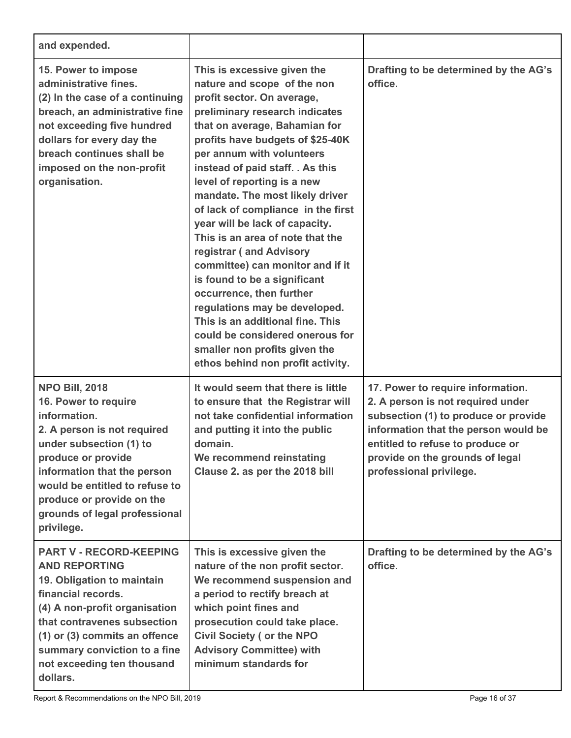| | | |
|---|---|---|
| **and expended.** | | |
| **15. Power to impose administrative fines.**<br>**(2) In the case of a continuing breach, an administrative fine not exceeding five hundred dollars for every day the breach continues shall be imposed on the non-profit organisation.** | **This is excessive given the nature and scope of the non profit sector. On average, preliminary research indicates that on average, Bahamian for profits have budgets of $25-40K per annum with volunteers instead of paid staff. . As this level of reporting is a new mandate. The most likely driver of lack of compliance in the first year will be lack of capacity. This is an area of note that the registrar ( and Advisory committee) can monitor and if it is found to be a significant occurrence, then further regulations may be developed. This is an additional fine. This could be considered onerous for smaller non profits given the ethos behind non profit activity.** | **Drafting to be determined by the AG's office.** |
| **NPO Bill, 2018**<br>**16. Power to require information.**<br>**2. A person is not required under subsection (1) to produce or provide information that the person would be entitled to refuse to produce or provide on the grounds of legal professional privilege.** | **It would seem that there is little to ensure that the Registrar will not take confidential information and putting it into the public domain.**<br>**We recommend reinstating Clause 2. as per the 2018 bill** | **17. Power to require information.**<br>**2. A person is not required under subsection (1) to produce or provide information that the person would be entitled to refuse to produce or provide on the grounds of legal professional privilege.** |
| **PART V - RECORD-KEEPING AND REPORTING**<br>**19. Obligation to maintain financial records.**<br>**(4) A non-profit organisation that contravenes subsection (1) or (3) commits an offence summary conviction to a fine not exceeding ten thousand dollars.** | **This is excessive given the nature of the non profit sector. We recommend suspension and a period to rectify breach at which point fines and prosecution could take place. Civil Society ( or the NPO Advisory Committee) with minimum standards for** | **Drafting to be determined by the AG's office.** |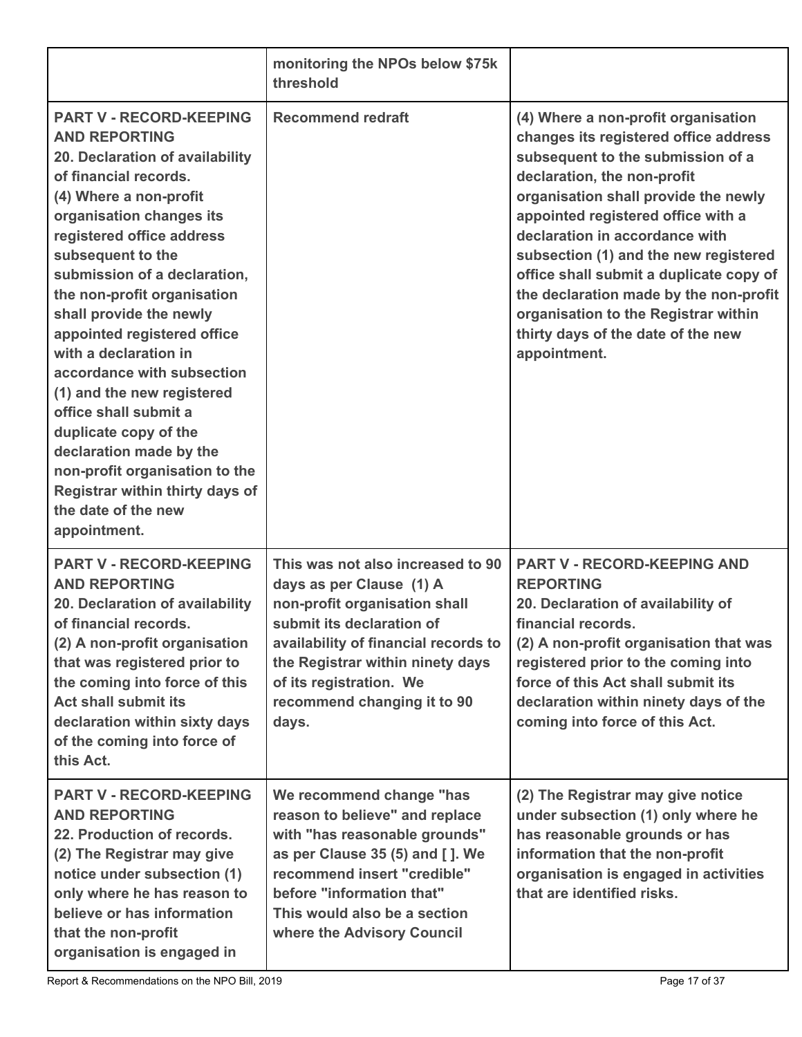| | | |
|---|---|---|
| | **monitoring the NPOs below $75k threshold** | |
| **PART V - RECORD-KEEPING AND REPORTING**<br>**20. Declaration of availability of financial records.**<br>**(4) Where a non-profit organisation changes its registered office address subsequent to the submission of a declaration, the non-profit organisation shall provide the newly appointed registered office with a declaration in accordance with subsection (1) and the new registered office shall submit a duplicate copy of the declaration made by the non-profit organisation to the Registrar within thirty days of the date of the new appointment.** | **Recommend redraft** | **(4) Where a non-profit organisation changes its registered office address subsequent to the submission of a declaration, the non-profit organisation shall provide the newly appointed registered office with a declaration in accordance with subsection (1) and the new registered office shall submit a duplicate copy of the declaration made by the non-profit organisation to the Registrar within thirty days of the date of the new appointment.** |
| **PART V - RECORD-KEEPING AND REPORTING**<br>**20. Declaration of availability of financial records.**<br>**(2) A non-profit organisation that was registered prior to the coming into force of this Act shall submit its declaration within sixty days of the coming into force of this Act.** | **This was not also increased to 90 days as per Clause (1) A non-profit organisation shall submit its declaration of availability of financial records to the Registrar within ninety days of its registration. We recommend changing it to 90 days.** | **PART V - RECORD-KEEPING AND REPORTING**<br>**20. Declaration of availability of financial records.**<br>**(2) A non-profit organisation that was registered prior to the coming into force of this Act shall submit its declaration within ninety days of the coming into force of this Act.** |
| **PART V - RECORD-KEEPING AND REPORTING**<br>**22. Production of records.**<br>**(2) The Registrar may give notice under subsection (1) only where he has reason to believe or has information that the non-profit organisation is engaged in** | **We recommend change "has reason to believe" and replace with "has reasonable grounds" as per Clause 35 (5) and [ ]. We recommend insert "credible" before "information that"**<br>**This would also be a section where the Advisory Council** | **(2) The Registrar may give notice under subsection (1) only where he has reasonable grounds or has information that the non-profit organisation is engaged in activities that are identified risks.** |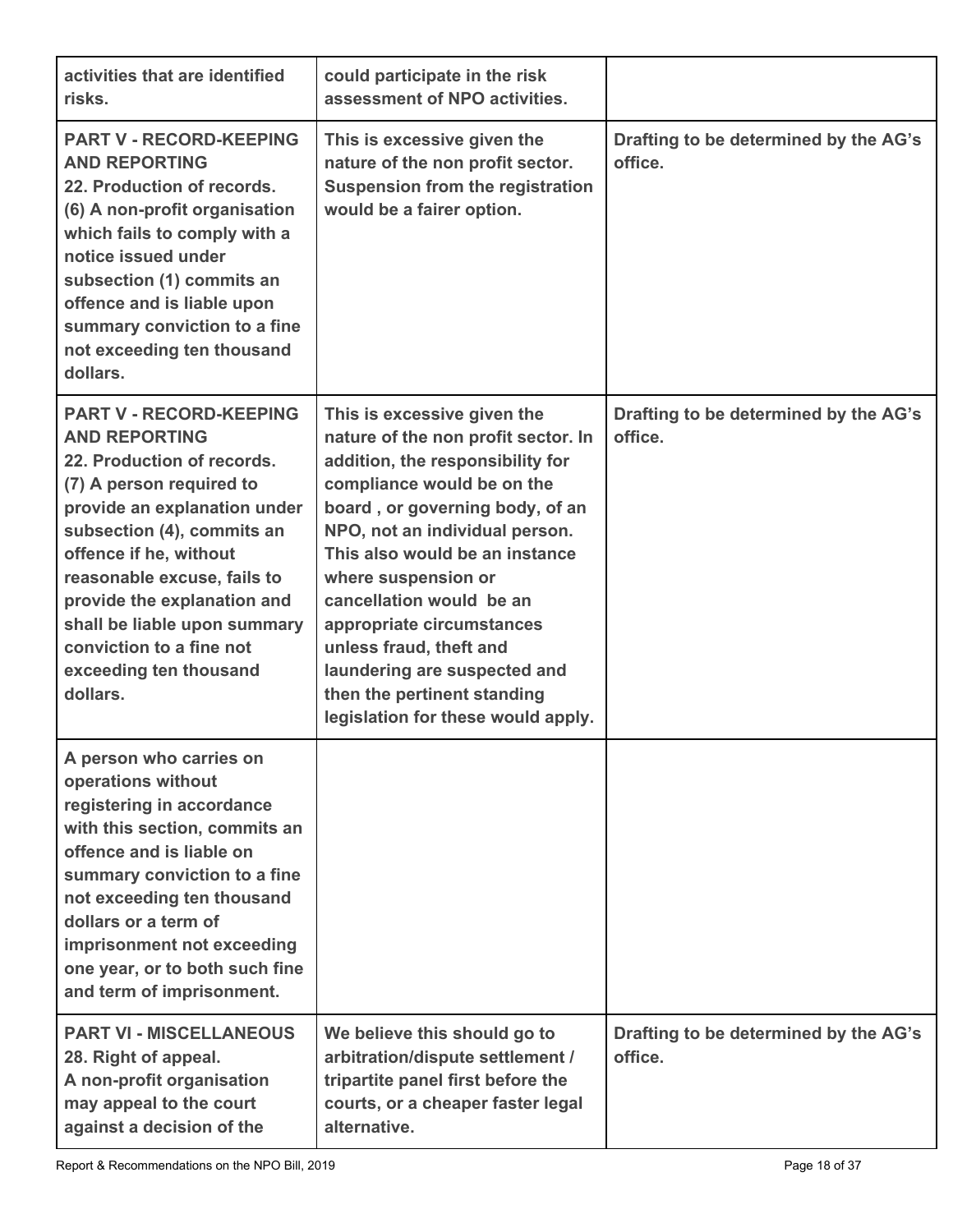| | | |
|---|---|---|
| **activities that are identified risks.** | **could participate in the risk assessment of NPO activities.** | |
| **PART V - RECORD-KEEPING AND REPORTING**<br>**22. Production of records.**<br>**(6) A non-profit organisation which fails to comply with a notice issued under subsection (1) commits an offence and is liable upon summary conviction to a fine not exceeding ten thousand dollars.** | **This is excessive given the nature of the non profit sector. Suspension from the registration would be a fairer option.** | **Drafting to be determined by the AG's office.** |
| **PART V - RECORD-KEEPING AND REPORTING**<br>**22. Production of records.**<br>**(7) A person required to provide an explanation under subsection (4), commits an offence if he, without reasonable excuse, fails to provide the explanation and shall be liable upon summary conviction to a fine not exceeding ten thousand dollars.** | **This is excessive given the nature of the non profit sector. In addition, the responsibility for compliance would be on the board , or governing body, of an NPO, not an individual person. This also would be an instance where suspension or cancellation would be an appropriate circumstances unless fraud, theft and laundering are suspected and then the pertinent standing legislation for these would apply.** | **Drafting to be determined by the AG's office.** |
| **A person who carries on operations without registering in accordance with this section, commits an offence and is liable on summary conviction to a fine not exceeding ten thousand dollars or a term of imprisonment not exceeding one year, or to both such fine and term of imprisonment.** | | |
| **PART VI - MISCELLANEOUS**<br>**28. Right of appeal.**<br>**A non-profit organisation may appeal to the court against a decision of the** | **We believe this should go to arbitration/dispute settlement / tripartite panel first before the courts, or a cheaper faster legal alternative.** | **Drafting to be determined by the AG's office.** |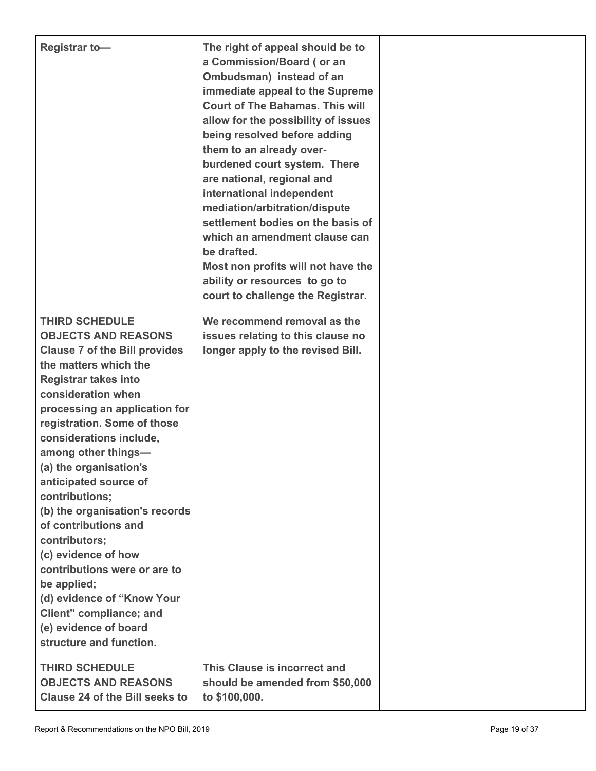| | | |
|---|---|---|
| **Registrar to—** | **The right of appeal should be to a Commission/Board ( or an Ombudsman) instead of an immediate appeal to the Supreme Court of The Bahamas. This will allow for the possibility of issues being resolved before adding them to an already over-burdened court system. There are national, regional and international independent mediation/arbitration/dispute settlement bodies on the basis of which an amendment clause can be drafted.**<br>**Most non profits will not have the ability or resources to go to court to challenge the Registrar.** | |
| **THIRD SCHEDULE**<br>**OBJECTS AND REASONS**<br>**Clause 7 of the Bill provides the matters which the Registrar takes into consideration when processing an application for registration. Some of those considerations include, among other things—**<br>**(a) the organisation's anticipated source of contributions;**<br>**(b) the organisation's records of contributions and contributors;**<br>**(c) evidence of how contributions were or are to be applied;**<br>**(d) evidence of "Know Your Client" compliance; and**<br>**(e) evidence of board structure and function.** | **We recommend removal as the issues relating to this clause no longer apply to the revised Bill.** | |
| **THIRD SCHEDULE**<br>**OBJECTS AND REASONS**<br>**Clause 24 of the Bill seeks to** | **This Clause is incorrect and should be amended from $50,000 to $100,000.** | |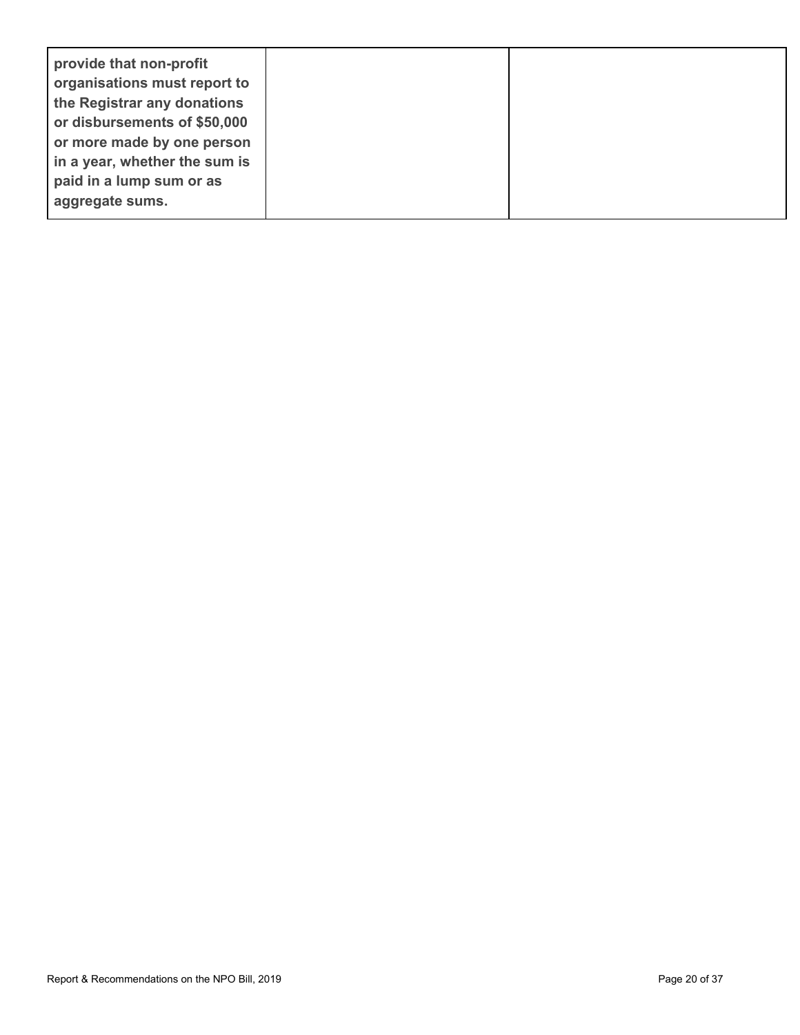| | | |
|---|---|---|
| **provide that non-profit organisations must report to the Registrar any donations or disbursements of $50,000 or more made by one person in a year, whether the sum is paid in a lump sum or as aggregate sums.** | | |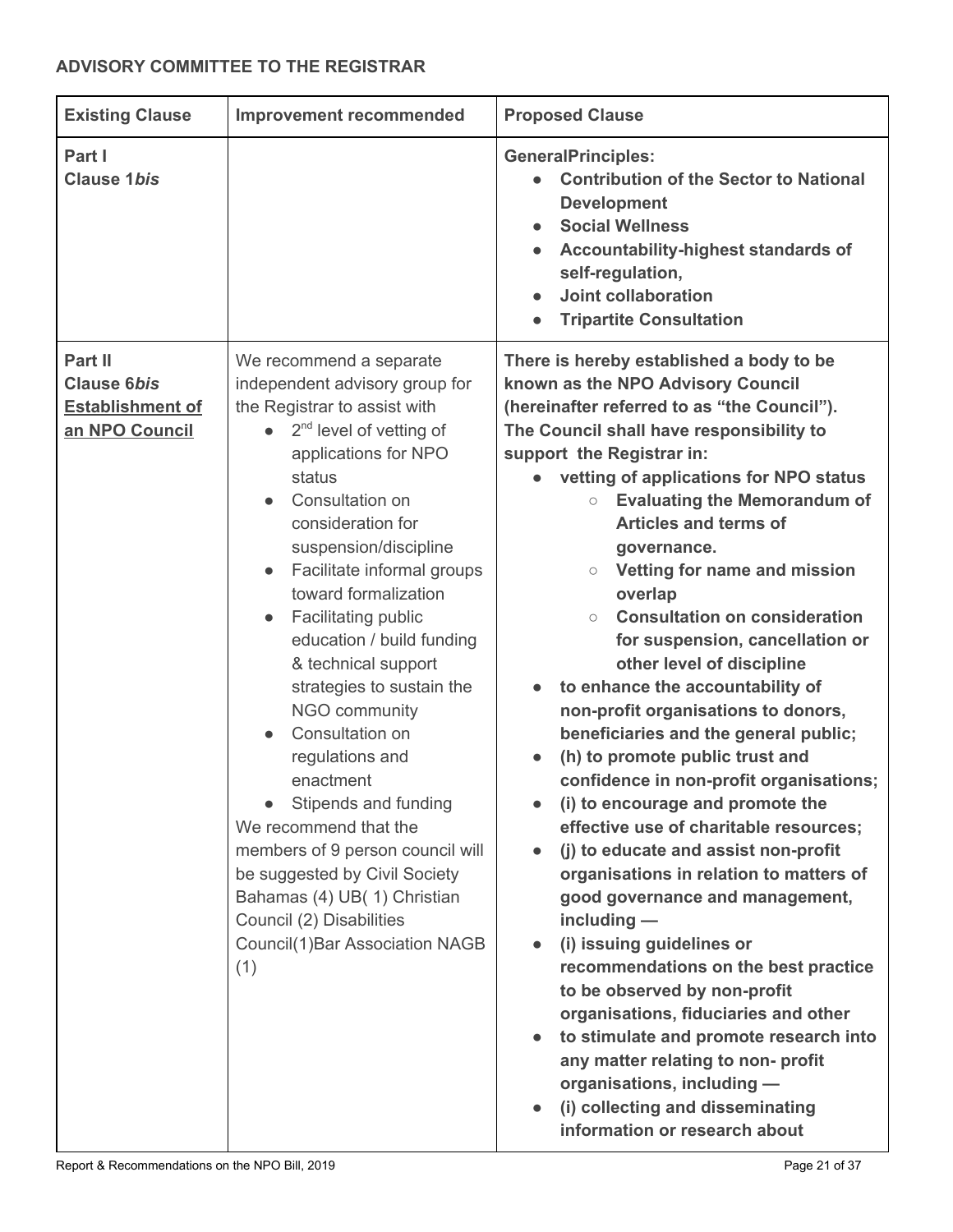**ADVISORY COMMITTEE TO THE REGISTRAR**

| Existing Clause | Improvement recommended | Proposed Clause |
|---|---|---|
| **Part I**<br>**Clause 1*bis*** | | **GeneralPrinciples:**<br>● **Contribution of the Sector to National Development**<br>● **Social Wellness**<br>● **Accountability-highest standards of self-regulation,**<br>● **Joint collaboration**<br>● **Tripartite Consultation** |
| **Part II**<br>**Clause 6*bis***<br>**<u>Establishment of an NPO Council</u>** | We recommend a separate independent advisory group for the Registrar to assist with<br>● 2nd level of vetting of applications for NPO status<br>● Consultation on consideration for suspension/discipline<br>● Facilitate informal groups toward formalization<br>● Facilitating public education / build funding & technical support strategies to sustain the NGO community<br>● Consultation on regulations and enactment<br>● Stipends and funding<br>We recommend that the members of 9 person council will be suggested by Civil Society Bahamas (4) UB( 1) Christian Council (2) Disabilities Council(1)Bar Association NAGB (1) | **There is hereby established a body to be known as the NPO Advisory Council (hereinafter referred to as "the Council"). The Council shall have responsibility to support the Registrar in:**<br>● **vetting of applications for NPO status**<br>○ **Evaluating the Memorandum of Articles and terms of governance.**<br>○ **Vetting for name and mission overlap**<br>○ **Consultation on consideration for suspension, cancellation or other level of discipline**<br>● **to enhance the accountability of non-profit organisations to donors, beneficiaries and the general public;**<br>● **(h) to promote public trust and confidence in non-profit organisations;**<br>● **(i) to encourage and promote the effective use of charitable resources;**<br>● **(j) to educate and assist non-profit organisations in relation to matters of good governance and management, including —**<br>● **(i) issuing guidelines or recommendations on the best practice to be observed by non-profit organisations, fiduciaries and other**<br>● **to stimulate and promote research into any matter relating to non- profit organisations, including —**<br>● **(i) collecting and disseminating information or research about** |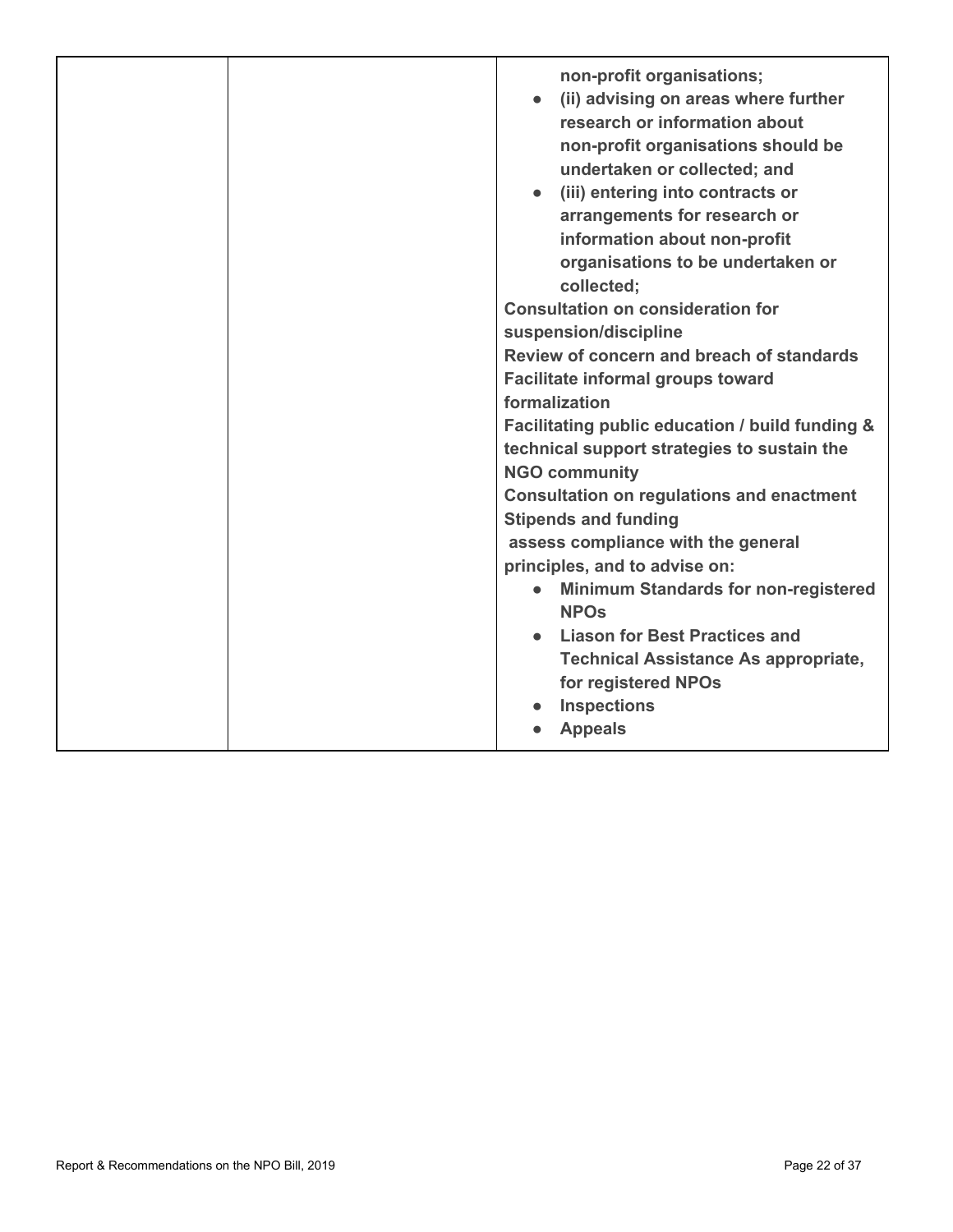| | | **non-profit organisations;**<br>• **(ii) advising on areas where further research or information about non-profit organisations should be undertaken or collected; and**<br>• **(iii) entering into contracts or arrangements for research or information about non-profit organisations to be undertaken or collected;**<br>**Consultation on consideration for suspension/discipline**<br>**Review of concern and breach of standards**<br>**Facilitate informal groups toward formalization**<br>**Facilitating public education / build funding & technical support strategies to sustain the NGO community**<br>**Consultation on regulations and enactment**<br>**Stipends and funding**<br>**assess compliance with the general principles, and to advise on:**<br>• **Minimum Standards for non-registered NPOs**<br>• **Liason for Best Practices and Technical Assistance As appropriate, for registered NPOs**<br>• **Inspections**<br>• **Appeals** |
|---|---|---|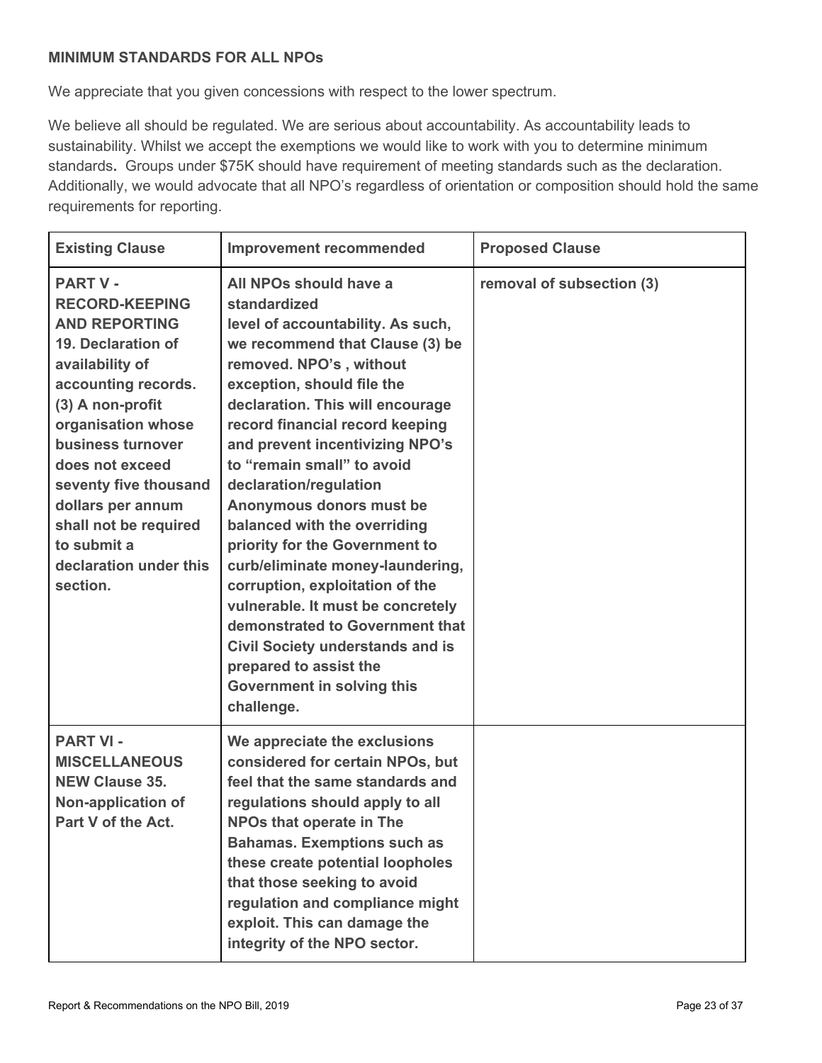**MINIMUM STANDARDS FOR ALL NPOs**

We appreciate that you given concessions with respect to the lower spectrum.

We believe all should be regulated. We are serious about accountability. As accountability leads to sustainability. Whilst we accept the exemptions we would like to work with you to determine minimum standards**.** Groups under $75K should have requirement of meeting standards such as the declaration. Additionally, we would advocate that all NPO's regardless of orientation or composition should hold the same requirements for reporting.

| Existing Clause | Improvement recommended | Proposed Clause |
|---|---|---|
| **PART V - RECORD-KEEPING AND REPORTING 19. Declaration of availability of accounting records. (3) A non-profit organisation whose business turnover does not exceed seventy five thousand dollars per annum shall not be required to submit a declaration under this section.** | **All NPOs should have a standardized level of accountability. As such, we recommend that Clause (3) be removed. NPO's , without exception, should file the declaration. This will encourage record financial record keeping and prevent incentivizing NPO's to "remain small" to avoid declaration/regulation Anonymous donors must be balanced with the overriding priority for the Government to curb/eliminate money-laundering, corruption, exploitation of the vulnerable. It must be concretely demonstrated to Government that Civil Society understands and is prepared to assist the Government in solving this challenge.** | **removal of subsection (3)** |
| **PART VI - MISCELLANEOUS NEW Clause 35. Non-application of Part V of the Act.** | **We appreciate the exclusions considered for certain NPOs, but feel that the same standards and regulations should apply to all NPOs that operate in The Bahamas. Exemptions such as these create potential loopholes that those seeking to avoid regulation and compliance might exploit. This can damage the integrity of the NPO sector.** | |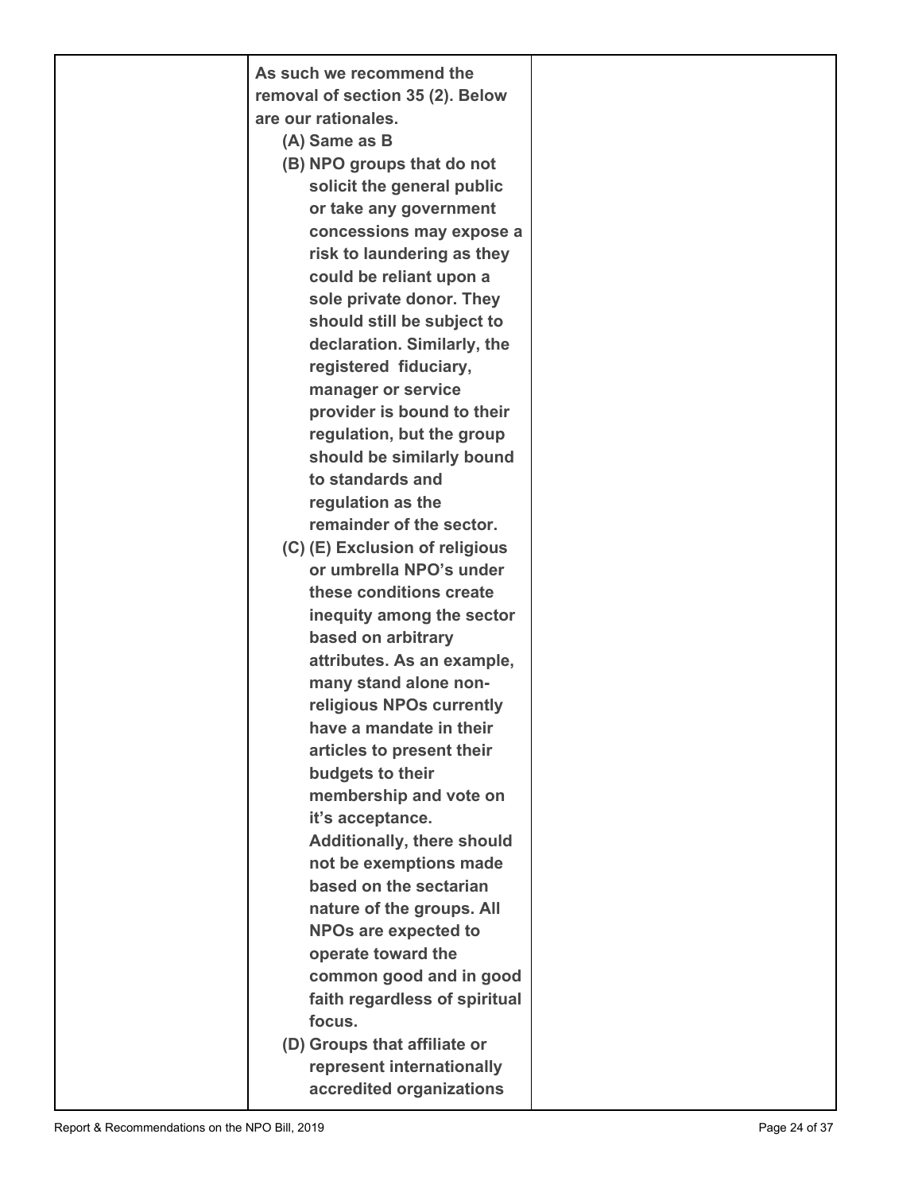| | | |
|---|---|---|
| | **As such we recommend the removal of section 35 (2). Below are our rationales.**<br>**(A) Same as B**<br>**(B) NPO groups that do not solicit the general public or take any government concessions may expose a risk to laundering as they could be reliant upon a sole private donor. They should still be subject to declaration. Similarly, the registered fiduciary, manager or service provider is bound to their regulation, but the group should be similarly bound to standards and regulation as the remainder of the sector.**<br>**(C) (E) Exclusion of religious or umbrella NPO's under these conditions create inequity among the sector based on arbitrary attributes. As an example, many stand alone non-religious NPOs currently have a mandate in their articles to present their budgets to their membership and vote on it's acceptance. Additionally, there should not be exemptions made based on the sectarian nature of the groups. All NPOs are expected to operate toward the common good and in good faith regardless of spiritual focus.**<br>**(D) Groups that affiliate or represent internationally accredited organizations** | |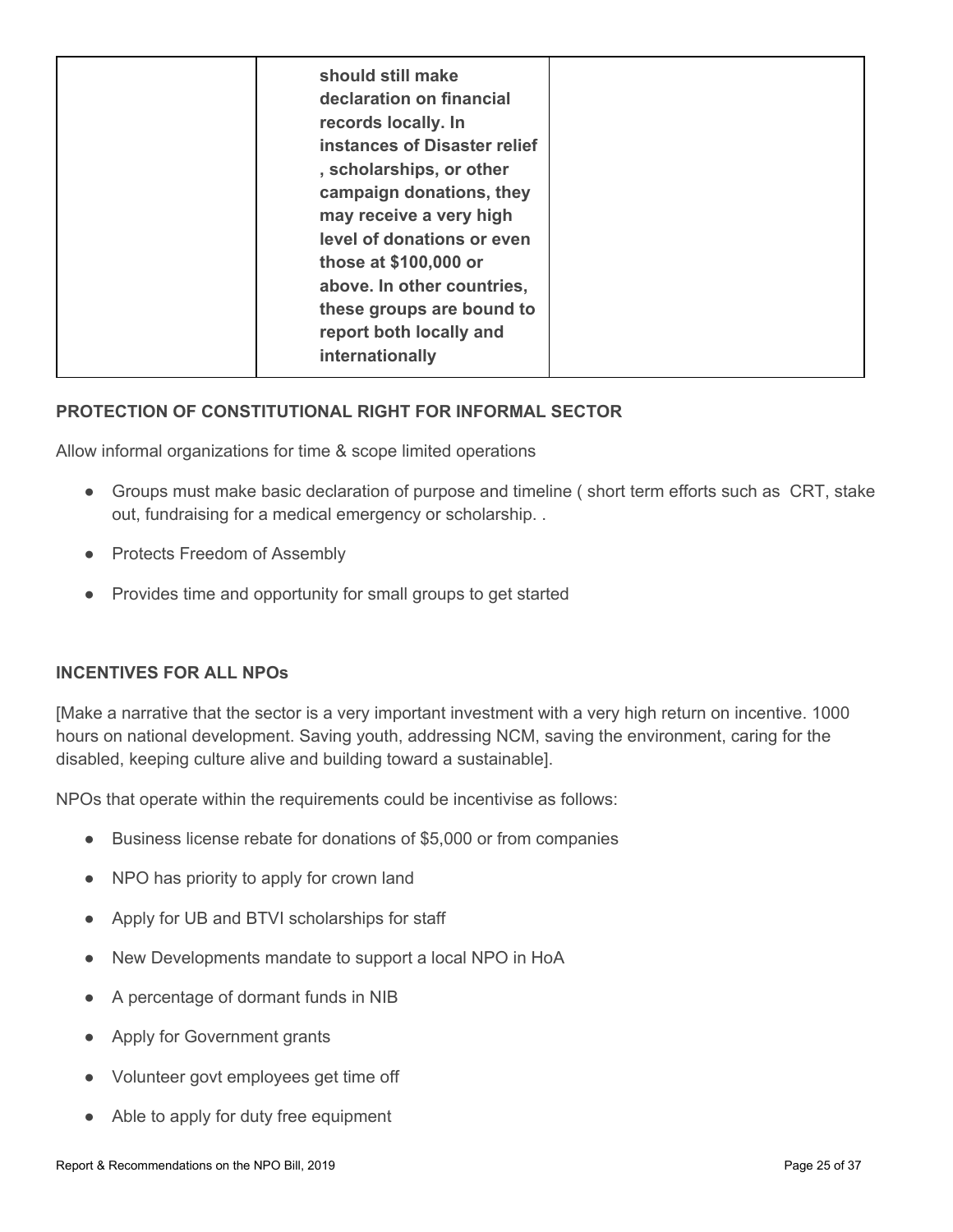|  | **should still make declaration on financial records locally. In instances of Disaster relief , scholarships, or other campaign donations, they may receive a very high level of donations or even those at $100,000 or above. In other countries, these groups are bound to report both locally and internationally** |  |
|---|---|---|

**PROTECTION OF CONSTITUTIONAL RIGHT FOR INFORMAL SECTOR**

Allow informal organizations for time & scope limited operations

- Groups must make basic declaration of purpose and timeline ( short term efforts such as CRT, stake out, fundraising for a medical emergency or scholarship. .
- Protects Freedom of Assembly
- Provides time and opportunity for small groups to get started

**INCENTIVES FOR ALL NPOs**

[Make a narrative that the sector is a very important investment with a very high return on incentive. 1000 hours on national development. Saving youth, addressing NCM, saving the environment, caring for the disabled, keeping culture alive and building toward a sustainable].

NPOs that operate within the requirements could be incentivise as follows:

- Business license rebate for donations of $5,000 or from companies
- NPO has priority to apply for crown land
- Apply for UB and BTVI scholarships for staff
- New Developments mandate to support a local NPO in HoA
- A percentage of dormant funds in NIB
- Apply for Government grants
- Volunteer govt employees get time off
- Able to apply for duty free equipment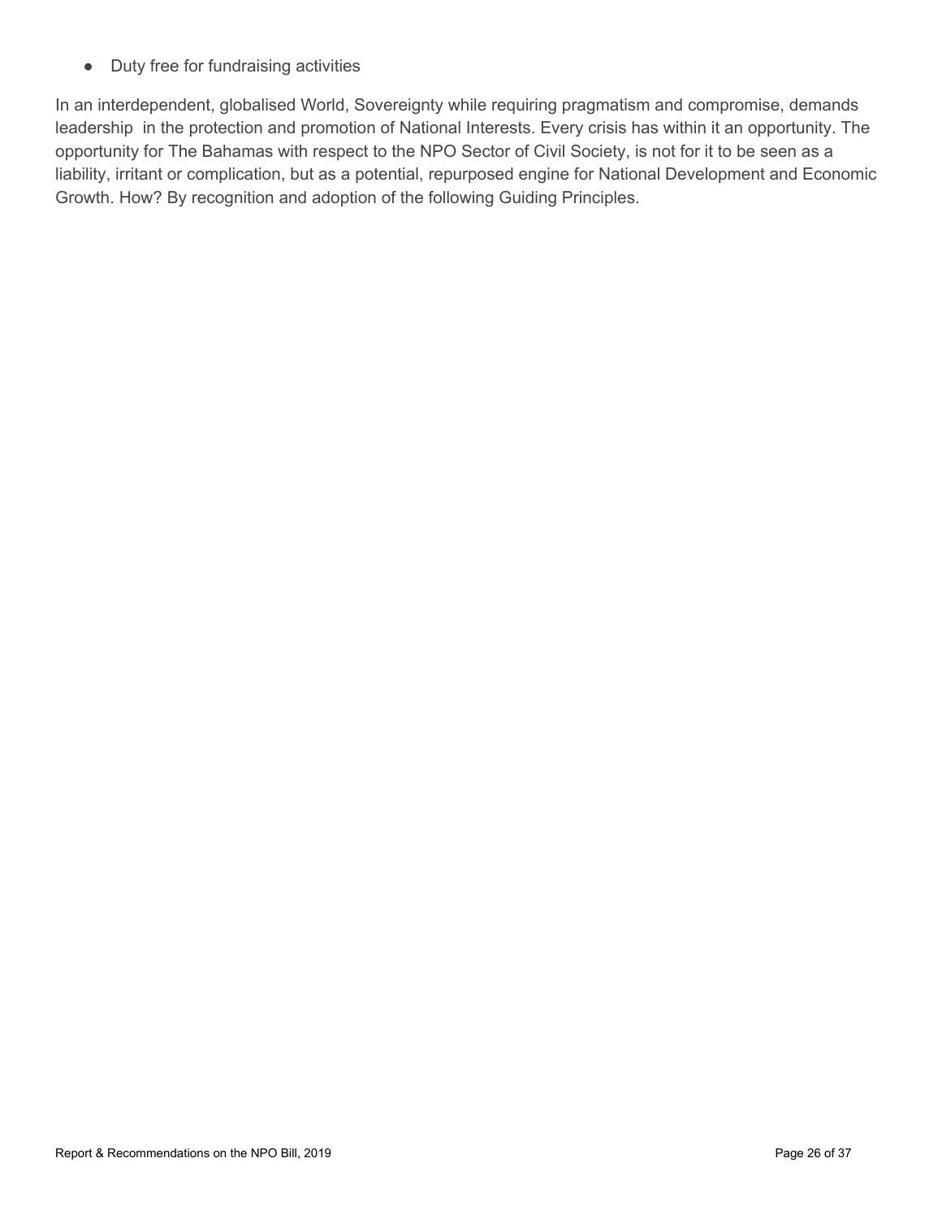- Duty free for fundraising activities

In an interdependent, globalised World, Sovereignty while requiring pragmatism and compromise, demands leadership in the protection and promotion of National Interests. Every crisis has within it an opportunity. The opportunity for The Bahamas with respect to the NPO Sector of Civil Society, is not for it to be seen as a liability, irritant or complication, but as a potential, repurposed engine for National Development and Economic Growth. How? By recognition and adoption of the following Guiding Principles.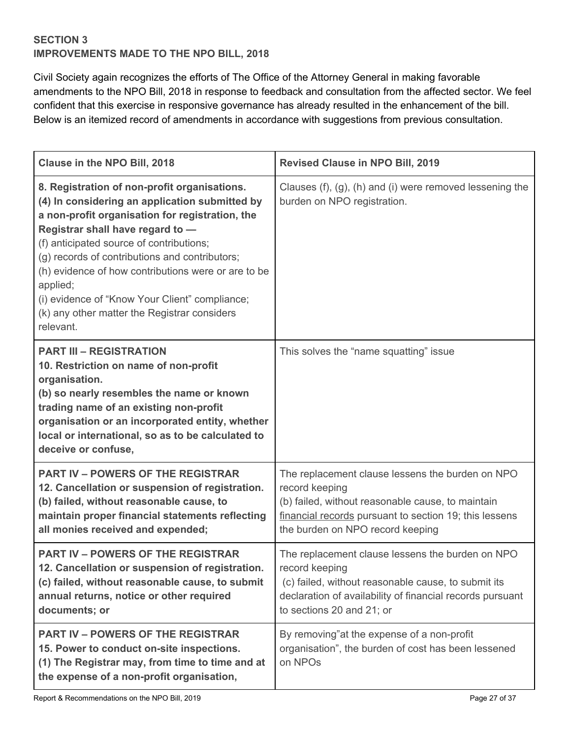**SECTION 3**
**IMPROVEMENTS MADE TO THE NPO BILL, 2018**

Civil Society again recognizes the efforts of The Office of the Attorney General in making favorable amendments to the NPO Bill, 2018 in response to feedback and consultation from the affected sector. We feel confident that this exercise in responsive governance has already resulted in the enhancement of the bill. Below is an itemized record of amendments in accordance with suggestions from previous consultation.

| Clause in the NPO Bill, 2018 | Revised Clause in NPO Bill, 2019 |
|---|---|
| **8. Registration of non-profit organisations.**<br>**(4) In considering an application submitted by a non-profit organisation for registration, the Registrar shall have regard to —**<br>(f) anticipated source of contributions;<br>(g) records of contributions and contributors;<br>(h) evidence of how contributions were or are to be applied;<br>(i) evidence of "Know Your Client" compliance;<br>(k) any other matter the Registrar considers relevant. | Clauses (f), (g), (h) and (i) were removed lessening the burden on NPO registration. |
| **PART III – REGISTRATION**<br>**10. Restriction on name of non-profit organisation.**<br>**(b) so nearly resembles the name or known trading name of an existing non-profit organisation or an incorporated entity, whether local or international, so as to be calculated to deceive or confuse,** | This solves the "name squatting" issue |
| **PART IV – POWERS OF THE REGISTRAR**<br>**12. Cancellation or suspension of registration.**<br>**(b) failed, without reasonable cause, to maintain proper financial statements reflecting all monies received and expended;** | The replacement clause lessens the burden on NPO record keeping<br>(b) failed, without reasonable cause, to maintain <u>financial records</u> pursuant to section 19; this lessens the burden on NPO record keeping |
| **PART IV – POWERS OF THE REGISTRAR**<br>**12. Cancellation or suspension of registration.**<br>**(c) failed, without reasonable cause, to submit annual returns, notice or other required documents; or** | The replacement clause lessens the burden on NPO record keeping<br>(c) failed, without reasonable cause, to submit its declaration of availability of financial records pursuant to sections 20 and 21; or |
| **PART IV – POWERS OF THE REGISTRAR**<br>**15. Power to conduct on-site inspections.**<br>**(1) The Registrar may, from time to time and at the expense of a non-profit organisation,** | By removing"at the expense of a non-profit organisation", the burden of cost has been lessened on NPOs |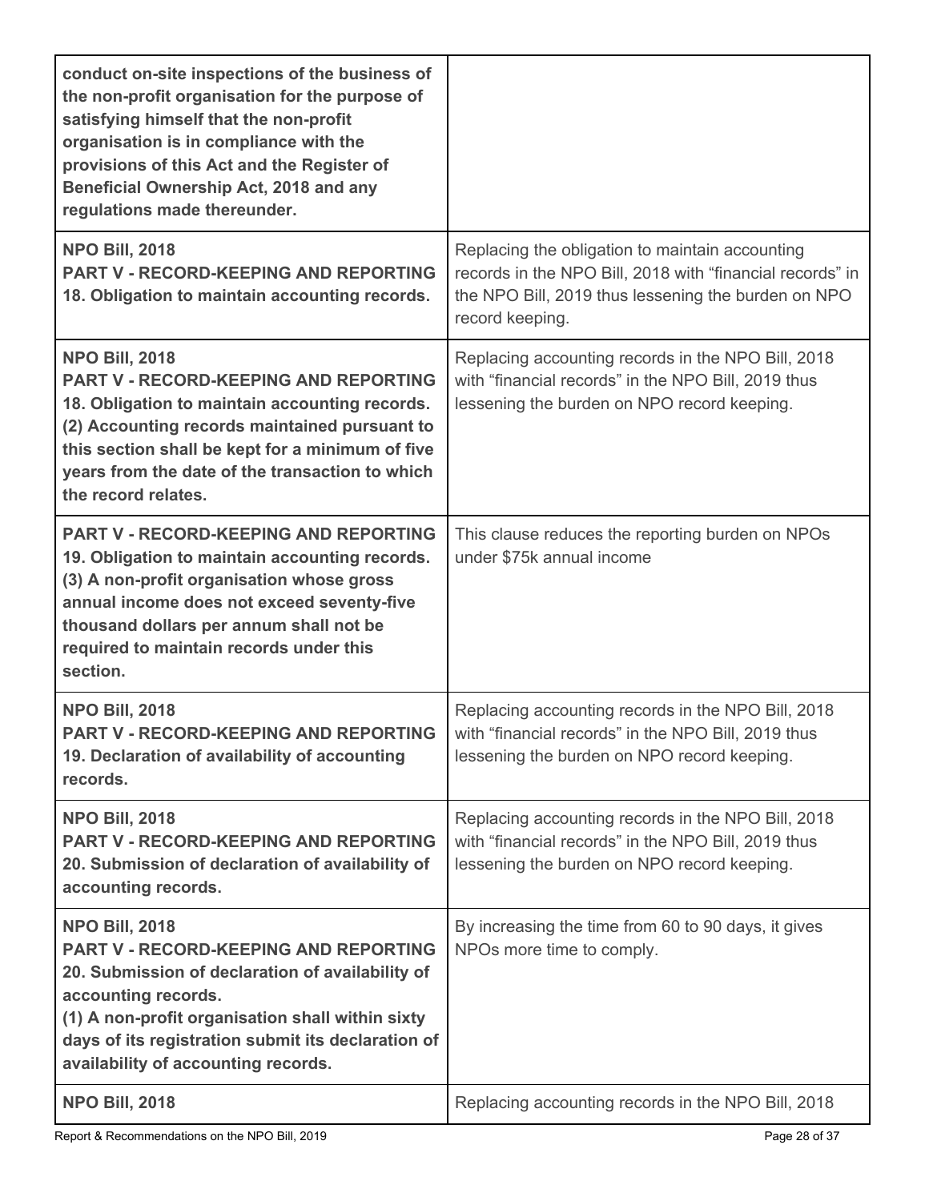| | |
|---|---|
| **conduct on-site inspections of the business of the non-profit organisation for the purpose of satisfying himself that the non-profit organisation is in compliance with the provisions of this Act and the Register of Beneficial Ownership Act, 2018 and any regulations made thereunder.** | |
| **NPO Bill, 2018**<br>**PART V - RECORD-KEEPING AND REPORTING**<br>**18. Obligation to maintain accounting records.** | Replacing the obligation to maintain accounting records in the NPO Bill, 2018 with "financial records" in the NPO Bill, 2019 thus lessening the burden on NPO record keeping. |
| **NPO Bill, 2018**<br>**PART V - RECORD-KEEPING AND REPORTING**<br>**18. Obligation to maintain accounting records.**<br>**(2) Accounting records maintained pursuant to this section shall be kept for a minimum of five years from the date of the transaction to which the record relates.** | Replacing accounting records in the NPO Bill, 2018 with "financial records" in the NPO Bill, 2019 thus lessening the burden on NPO record keeping. |
| **PART V - RECORD-KEEPING AND REPORTING**<br>**19. Obligation to maintain accounting records.**<br>**(3) A non-profit organisation whose gross annual income does not exceed seventy-five thousand dollars per annum shall not be required to maintain records under this section.** | This clause reduces the reporting burden on NPOs under $75k annual income |
| **NPO Bill, 2018**<br>**PART V - RECORD-KEEPING AND REPORTING**<br>**19. Declaration of availability of accounting records.** | Replacing accounting records in the NPO Bill, 2018 with "financial records" in the NPO Bill, 2019 thus lessening the burden on NPO record keeping. |
| **NPO Bill, 2018**<br>**PART V - RECORD-KEEPING AND REPORTING**<br>**20. Submission of declaration of availability of accounting records.** | Replacing accounting records in the NPO Bill, 2018 with "financial records" in the NPO Bill, 2019 thus lessening the burden on NPO record keeping. |
| **NPO Bill, 2018**<br>**PART V - RECORD-KEEPING AND REPORTING**<br>**20. Submission of declaration of availability of accounting records.**<br>**(1) A non-profit organisation shall within sixty days of its registration submit its declaration of availability of accounting records.** | By increasing the time from 60 to 90 days, it gives NPOs more time to comply. |
| **NPO Bill, 2018** | Replacing accounting records in the NPO Bill, 2018 |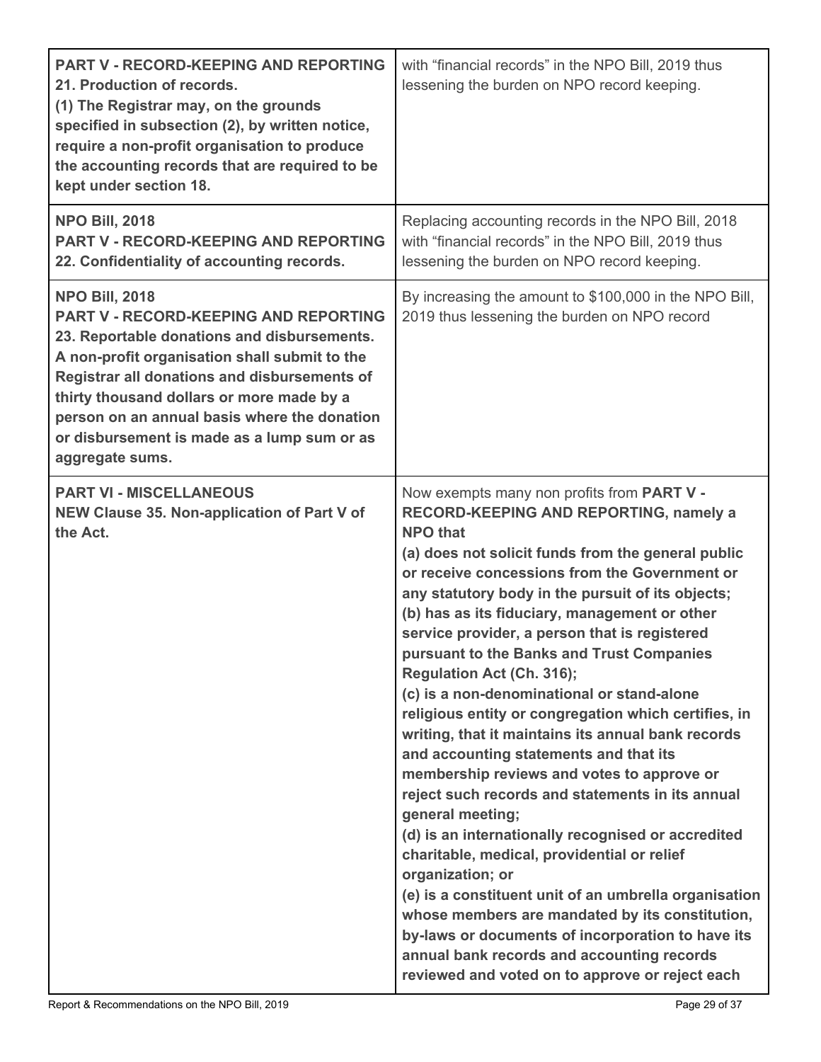| | |
|---|---|
| **PART V - RECORD-KEEPING AND REPORTING**<br>**21. Production of records.**<br>**(1) The Registrar may, on the grounds specified in subsection (2), by written notice, require a non-profit organisation to produce the accounting records that are required to be kept under section 18.** | with "financial records" in the NPO Bill, 2019 thus lessening the burden on NPO record keeping. |
| **NPO Bill, 2018**<br>**PART V - RECORD-KEEPING AND REPORTING**<br>**22. Confidentiality of accounting records.** | Replacing accounting records in the NPO Bill, 2018 with "financial records" in the NPO Bill, 2019 thus lessening the burden on NPO record keeping. |
| **NPO Bill, 2018**<br>**PART V - RECORD-KEEPING AND REPORTING**<br>**23. Reportable donations and disbursements.**<br>**A non-profit organisation shall submit to the Registrar all donations and disbursements of thirty thousand dollars or more made by a person on an annual basis where the donation or disbursement is made as a lump sum or as aggregate sums.** | By increasing the amount to $100,000 in the NPO Bill, 2019 thus lessening the burden on NPO record |
| **PART VI - MISCELLANEOUS**<br>**NEW Clause 35. Non-application of Part V of the Act.** | Now exempts many non profits from **PART V - RECORD-KEEPING AND REPORTING, namely a NPO that**<br>**(a) does not solicit funds from the general public or receive concessions from the Government or any statutory body in the pursuit of its objects;**<br>**(b) has as its fiduciary, management or other service provider, a person that is registered pursuant to the Banks and Trust Companies Regulation Act (Ch. 316);**<br>**(c) is a non-denominational or stand-alone religious entity or congregation which certifies, in writing, that it maintains its annual bank records and accounting statements and that its membership reviews and votes to approve or reject such records and statements in its annual general meeting;**<br>**(d) is an internationally recognised or accredited charitable, medical, providential or relief organization; or**<br>**(e) is a constituent unit of an umbrella organisation whose members are mandated by its constitution, by-laws or documents of incorporation to have its annual bank records and accounting records reviewed and voted on to approve or reject each** |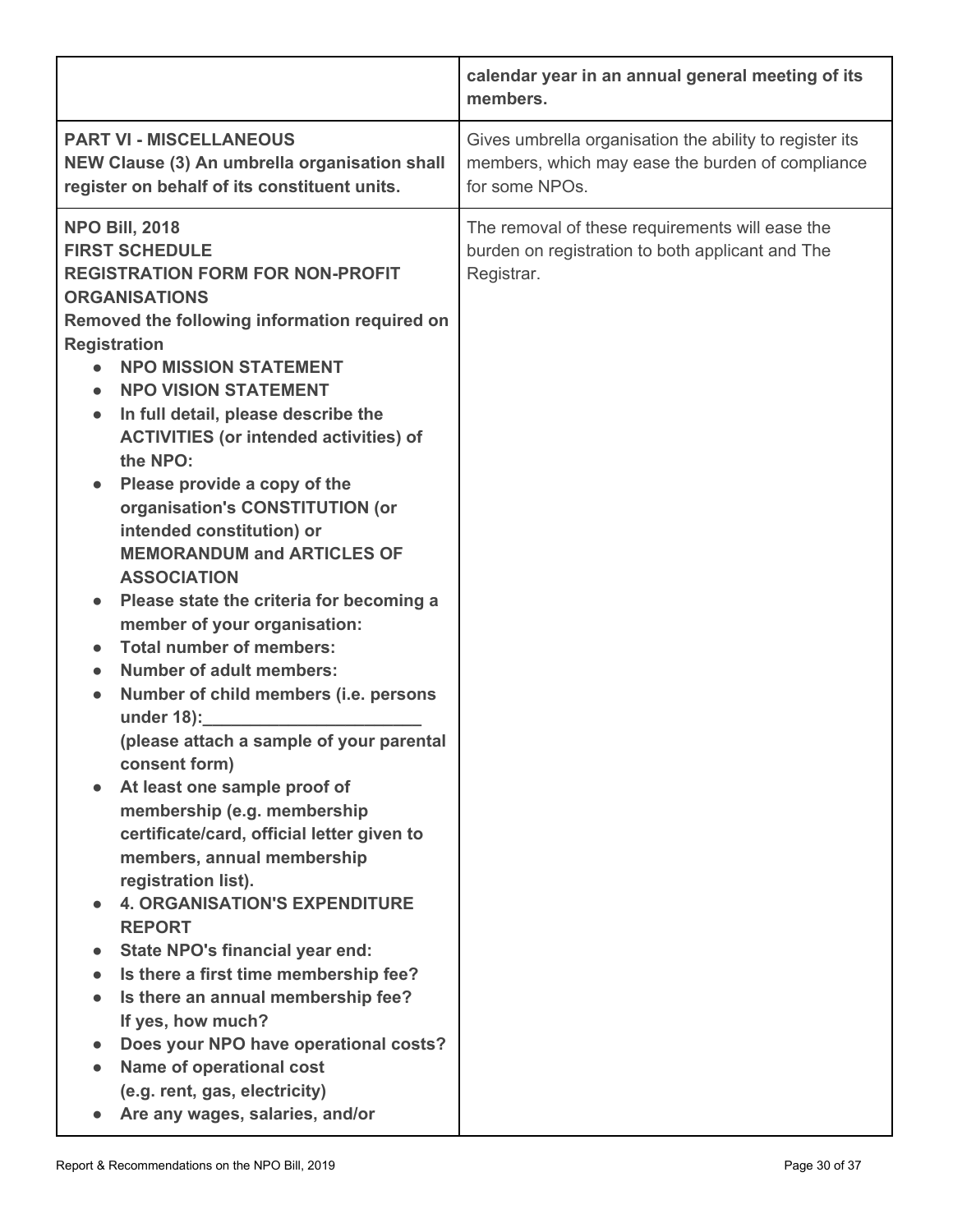| | |
|---|---|
| | **calendar year in an annual general meeting of its members.** |
| **PART VI - MISCELLANEOUS**<br>**NEW Clause (3) An umbrella organisation shall register on behalf of its constituent units.** | Gives umbrella organisation the ability to register its members, which may ease the burden of compliance for some NPOs. |
| **NPO Bill, 2018**<br>**FIRST SCHEDULE**<br>**REGISTRATION FORM FOR NON-PROFIT ORGANISATIONS**<br>**Removed the following information required on Registration**<br>• **NPO MISSION STATEMENT**<br>• **NPO VISION STATEMENT**<br>• **In full detail, please describe the ACTIVITIES (or intended activities) of the NPO:**<br>• **Please provide a copy of the organisation's CONSTITUTION (or intended constitution) or MEMORANDUM and ARTICLES OF ASSOCIATION**<br>• **Please state the criteria for becoming a member of your organisation:**<br>• **Total number of members:**<br>• **Number of adult members:**<br>• **Number of child members (i.e. persons under 18):______________________ (please attach a sample of your parental consent form)**<br>• **At least one sample proof of membership (e.g. membership certificate/card, official letter given to members, annual membership registration list).**<br>• **4. ORGANISATION'S EXPENDITURE REPORT**<br>• **State NPO's financial year end:**<br>• **Is there a first time membership fee?**<br>• **Is there an annual membership fee? If yes, how much?**<br>• **Does your NPO have operational costs?**<br>• **Name of operational cost (e.g. rent, gas, electricity)**<br>• **Are any wages, salaries, and/or** | The removal of these requirements will ease the burden on registration to both applicant and The Registrar. |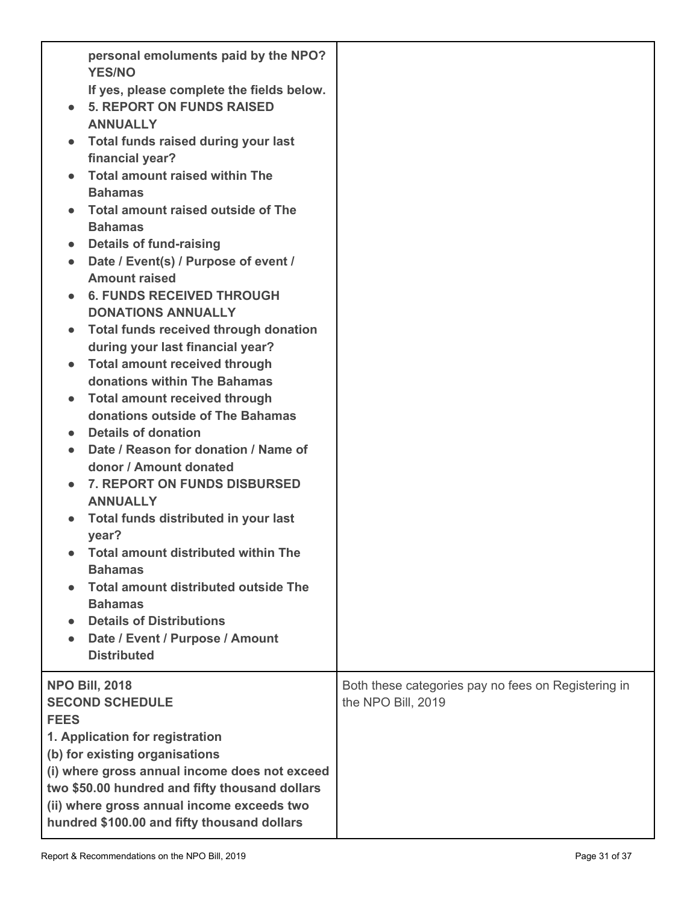| | |
|---|---|
| **personal emoluments paid by the NPO? YES/NO**<br>**If yes, please complete the fields below.**<br>• **5. REPORT ON FUNDS RAISED ANNUALLY**<br>• **Total funds raised during your last financial year?**<br>• **Total amount raised within The Bahamas**<br>• **Total amount raised outside of The Bahamas**<br>• **Details of fund-raising**<br>• **Date / Event(s) / Purpose of event / Amount raised**<br>• **6. FUNDS RECEIVED THROUGH DONATIONS ANNUALLY**<br>• **Total funds received through donation during your last financial year?**<br>• **Total amount received through donations within The Bahamas**<br>• **Total amount received through donations outside of The Bahamas**<br>• **Details of donation**<br>• **Date / Reason for donation / Name of donor / Amount donated**<br>• **7. REPORT ON FUNDS DISBURSED ANNUALLY**<br>• **Total funds distributed in your last year?**<br>• **Total amount distributed within The Bahamas**<br>• **Total amount distributed outside The Bahamas**<br>• **Details of Distributions**<br>• **Date / Event / Purpose / Amount Distributed** | |
| **NPO Bill, 2018**<br>**SECOND SCHEDULE**<br>**FEES**<br>**1. Application for registration**<br>**(b) for existing organisations**<br>**(i) where gross annual income does not exceed two \$50.00 hundred and fifty thousand dollars**<br>**(ii) where gross annual income exceeds two hundred \$100.00 and fifty thousand dollars** | Both these categories pay no fees on Registering in the NPO Bill, 2019 |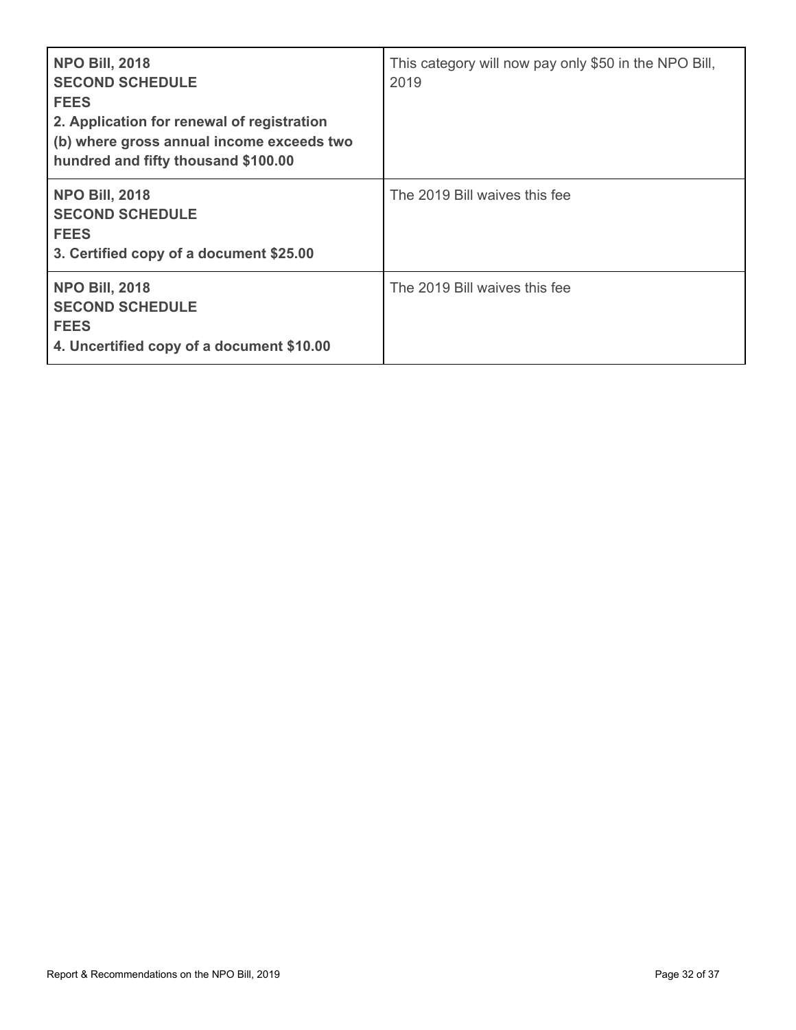| | |
|---|---|
| **NPO Bill, 2018**<br>**SECOND SCHEDULE**<br>**FEES**<br>**2. Application for renewal of registration**<br>**(b) where gross annual income exceeds two hundred and fifty thousand $100.00** | This category will now pay only $50 in the NPO Bill, 2019 |
| **NPO Bill, 2018**<br>**SECOND SCHEDULE**<br>**FEES**<br>**3. Certified copy of a document $25.00** | The 2019 Bill waives this fee |
| **NPO Bill, 2018**<br>**SECOND SCHEDULE**<br>**FEES**<br>**4. Uncertified copy of a document $10.00** | The 2019 Bill waives this fee |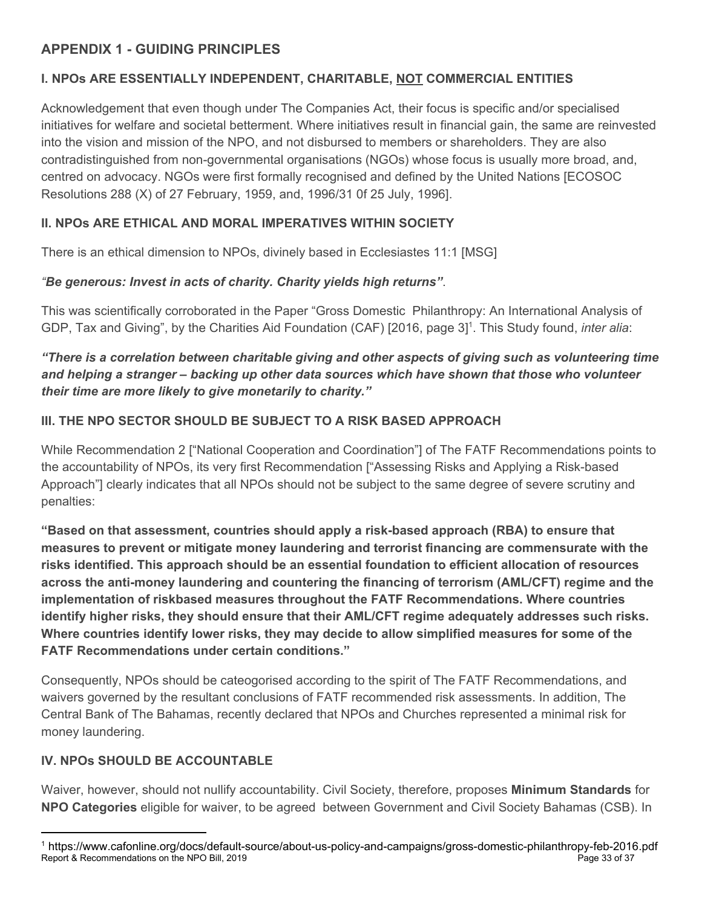## APPENDIX 1 - GUIDING PRINCIPLES

### I. NPOs ARE ESSENTIALLY INDEPENDENT, CHARITABLE, NOT COMMERCIAL ENTITIES

Acknowledgement that even though under The Companies Act, their focus is specific and/or specialised initiatives for welfare and societal betterment. Where initiatives result in financial gain, the same are reinvested into the vision and mission of the NPO, and not disbursed to members or shareholders. They are also contradistinguished from non-governmental organisations (NGOs) whose focus is usually more broad, and, centred on advocacy. NGOs were first formally recognised and defined by the United Nations [ECOSOC Resolutions 288 (X) of 27 February, 1959, and, 1996/31 0f 25 July, 1996].

### II. NPOs ARE ETHICAL AND MORAL IMPERATIVES WITHIN SOCIETY

There is an ethical dimension to NPOs, divinely based in Ecclesiastes 11:1 [MSG]

*"**Be generous: Invest in acts of charity. Charity yields high returns"**.*

This was scientifically corroborated in the Paper "Gross Domestic Philanthropy: An International Analysis of GDP, Tax and Giving", by the Charities Aid Foundation (CAF) [2016, page 3][1]. This Study found, *inter alia*:

***"There is a correlation between charitable giving and other aspects of giving such as volunteering time and helping a stranger – backing up other data sources which have shown that those who volunteer their time are more likely to give monetarily to charity."***

### III. THE NPO SECTOR SHOULD BE SUBJECT TO A RISK BASED APPROACH

While Recommendation 2 ["National Cooperation and Coordination"] of The FATF Recommendations points to the accountability of NPOs, its very first Recommendation ["Assessing Risks and Applying a Risk-based Approach"] clearly indicates that all NPOs should not be subject to the same degree of severe scrutiny and penalties:

**"Based on that assessment, countries should apply a risk-based approach (RBA) to ensure that measures to prevent or mitigate money laundering and terrorist financing are commensurate with the risks identified. This approach should be an essential foundation to efficient allocation of resources across the anti-money laundering and countering the financing of terrorism (AML/CFT) regime and the implementation of riskbased measures throughout the FATF Recommendations. Where countries identify higher risks, they should ensure that their AML/CFT regime adequately addresses such risks. Where countries identify lower risks, they may decide to allow simplified measures for some of the FATF Recommendations under certain conditions."**

Consequently, NPOs should be cateogorised according to the spirit of The FATF Recommendations, and waivers governed by the resultant conclusions of FATF recommended risk assessments. In addition, The Central Bank of The Bahamas, recently declared that NPOs and Churches represented a minimal risk for money laundering.

### IV. NPOs SHOULD BE ACCOUNTABLE

Waiver, however, should not nullify accountability. Civil Society, therefore, proposes **Minimum Standards** for **NPO Categories** eligible for waiver, to be agreed between Government and Civil Society Bahamas (CSB). In

---

[1] https://www.cafonline.org/docs/default-source/about-us-policy-and-campaigns/gross-domestic-philanthropy-feb-2016.pdf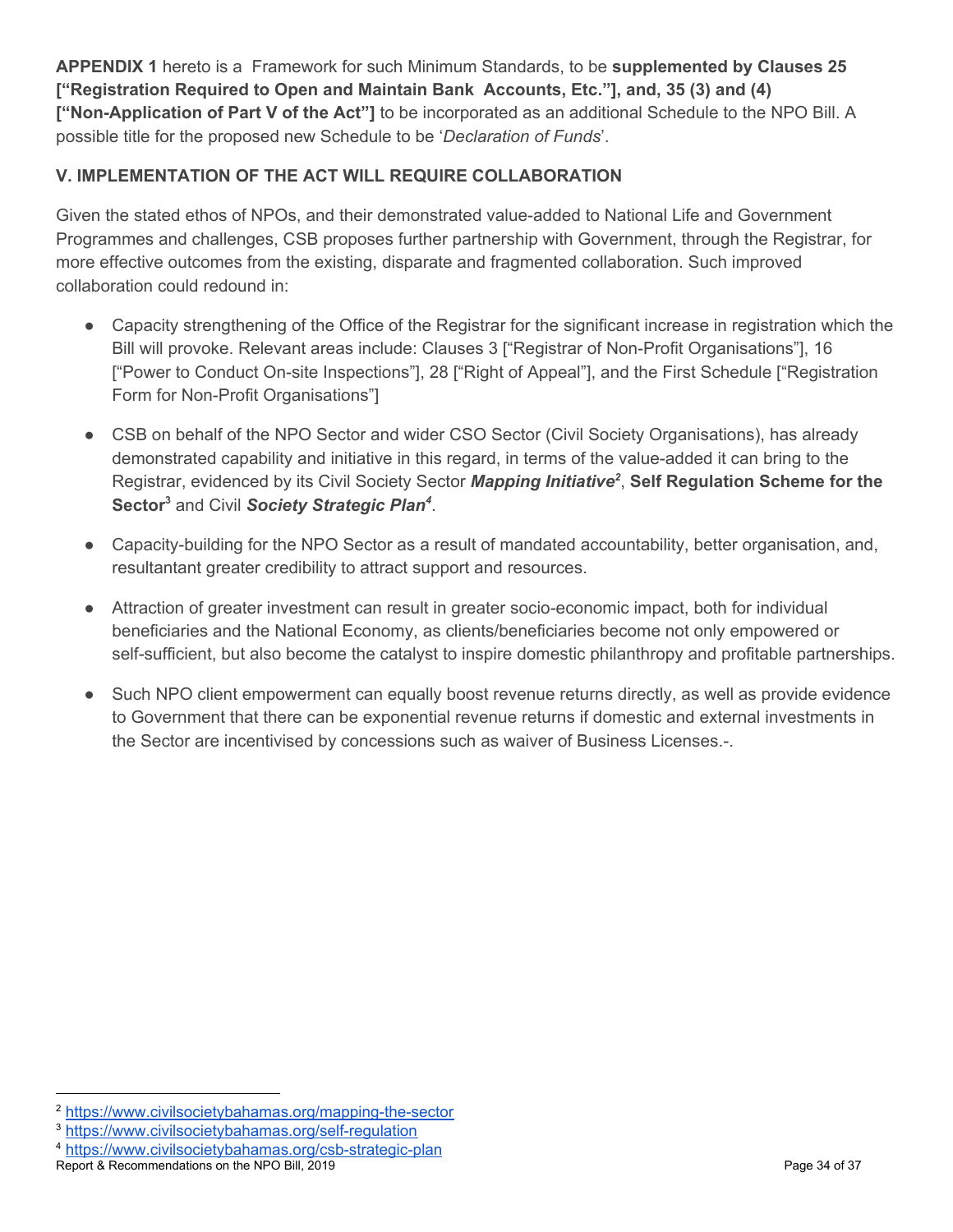**APPENDIX 1** hereto is a Framework for such Minimum Standards, to be **supplemented by Clauses 25 ["Registration Required to Open and Maintain Bank Accounts, Etc."], and, 35 (3) and (4) ["Non-Application of Part V of the Act"]** to be incorporated as an additional Schedule to the NPO Bill. A possible title for the proposed new Schedule to be '*Declaration of Funds*'.

### V. IMPLEMENTATION OF THE ACT WILL REQUIRE COLLABORATION

Given the stated ethos of NPOs, and their demonstrated value-added to National Life and Government Programmes and challenges, CSB proposes further partnership with Government, through the Registrar, for more effective outcomes from the existing, disparate and fragmented collaboration. Such improved collaboration could redound in:

- Capacity strengthening of the Office of the Registrar for the significant increase in registration which the Bill will provoke. Relevant areas include: Clauses 3 ["Registrar of Non-Profit Organisations"], 16 ["Power to Conduct On-site Inspections"], 28 ["Right of Appeal"], and the First Schedule ["Registration Form for Non-Profit Organisations"]

- CSB on behalf of the NPO Sector and wider CSO Sector (Civil Society Organisations), has already demonstrated capability and initiative in this regard, in terms of the value-added it can bring to the Registrar, evidenced by its Civil Society Sector ***Mapping Initiative***[2], **Self Regulation Scheme for the Sector**[3] and Civil ***Society Strategic Plan***[4].

- Capacity-building for the NPO Sector as a result of mandated accountability, better organisation, and, resultantant greater credibility to attract support and resources.

- Attraction of greater investment can result in greater socio-economic impact, both for individual beneficiaries and the National Economy, as clients/beneficiaries become not only empowered or self-sufficient, but also become the catalyst to inspire domestic philanthropy and profitable partnerships.

- Such NPO client empowerment can equally boost revenue returns directly, as well as provide evidence to Government that there can be exponential revenue returns if domestic and external investments in the Sector are incentivised by concessions such as waiver of Business Licenses.-.

---

[2] https://www.civilsocietybahamas.org/mapping-the-sector

[3] https://www.civilsocietybahamas.org/self-regulation

[4] https://www.civilsocietybahamas.org/csb-strategic-plan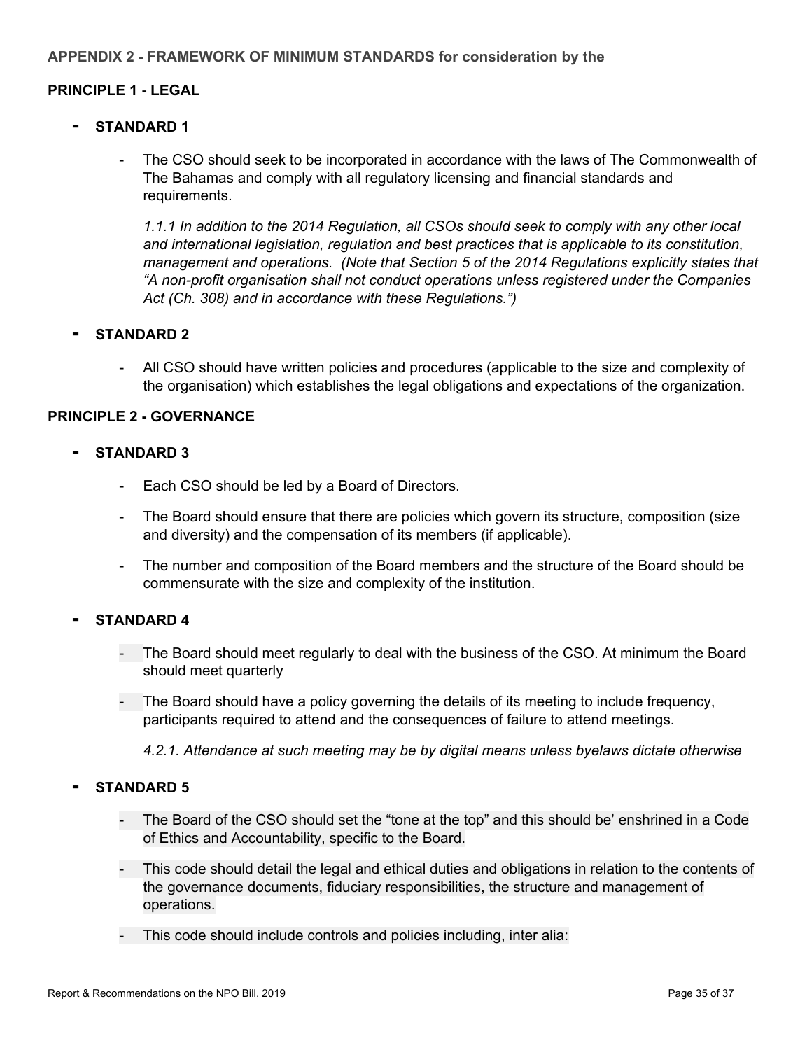**APPENDIX 2 - FRAMEWORK OF MINIMUM STANDARDS for consideration by the**

**PRINCIPLE 1 - LEGAL**

- **STANDARD 1**

    - The CSO should seek to be incorporated in accordance with the laws of The Commonwealth of The Bahamas and comply with all regulatory licensing and financial standards and requirements.

        *1.1.1 In addition to the 2014 Regulation, all CSOs should seek to comply with any other local and international legislation, regulation and best practices that is applicable to its constitution, management and operations. (Note that Section 5 of the 2014 Regulations explicitly states that "A non-profit organisation shall not conduct operations unless registered under the Companies Act (Ch. 308) and in accordance with these Regulations.")*

- **STANDARD 2**

    - All CSO should have written policies and procedures (applicable to the size and complexity of the organisation) which establishes the legal obligations and expectations of the organization.

**PRINCIPLE 2 - GOVERNANCE**

- **STANDARD 3**

    - Each CSO should be led by a Board of Directors.
    - The Board should ensure that there are policies which govern its structure, composition (size and diversity) and the compensation of its members (if applicable).
    - The number and composition of the Board members and the structure of the Board should be commensurate with the size and complexity of the institution.

- **STANDARD 4**

    - The Board should meet regularly to deal with the business of the CSO. At minimum the Board should meet quarterly
    - The Board should have a policy governing the details of its meeting to include frequency, participants required to attend and the consequences of failure to attend meetings.

        *4.2.1. Attendance at such meeting may be by digital means unless byelaws dictate otherwise*

- **STANDARD 5**

    - The Board of the CSO should set the "tone at the top" and this should be' enshrined in a Code of Ethics and Accountability, specific to the Board.
    - This code should detail the legal and ethical duties and obligations in relation to the contents of the governance documents, fiduciary responsibilities, the structure and management of operations.
    - This code should include controls and policies including, inter alia: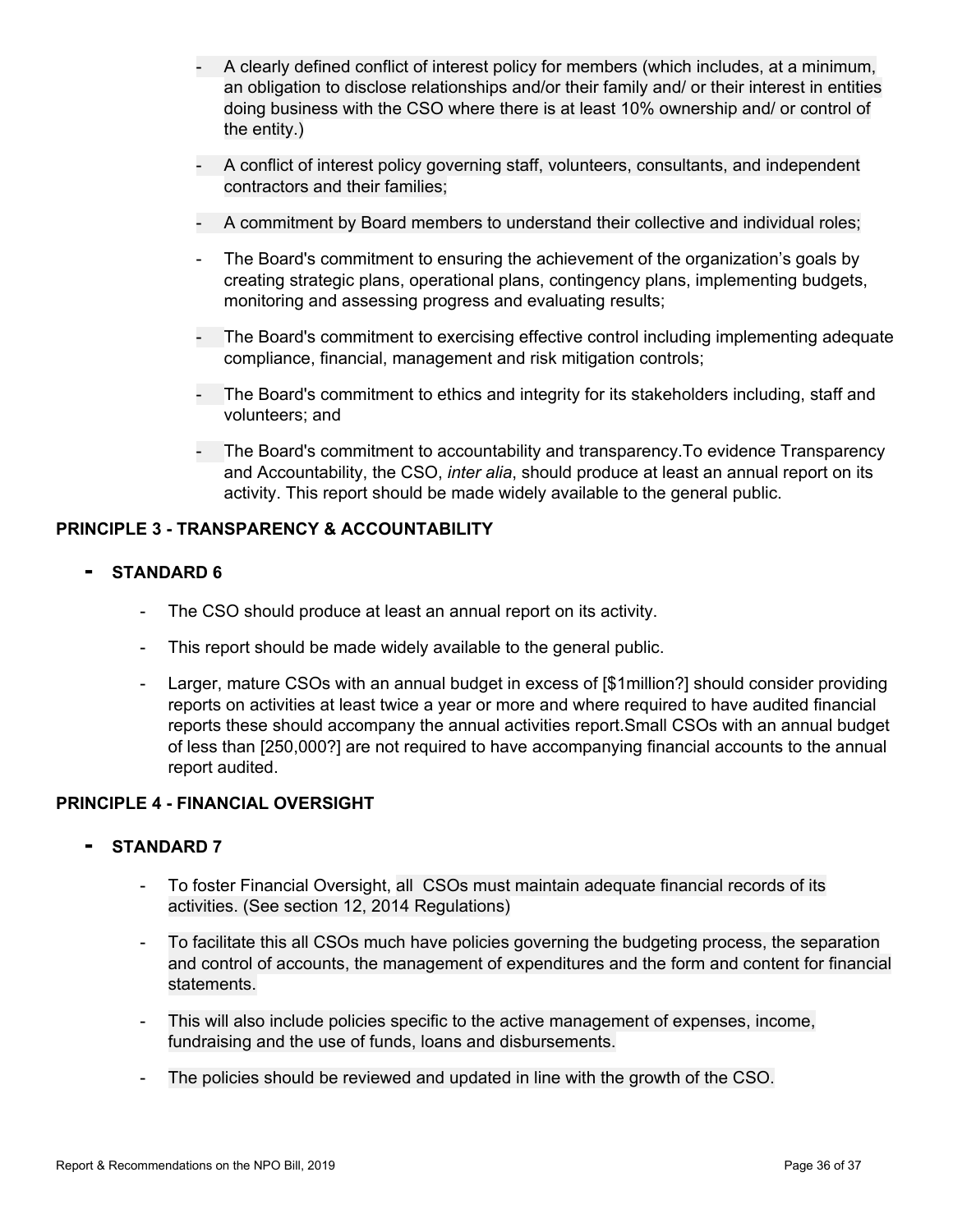- A clearly defined conflict of interest policy for members (which includes, at a minimum, an obligation to disclose relationships and/or their family and/ or their interest in entities doing business with the CSO where there is at least 10% ownership and/ or control of the entity.)
- A conflict of interest policy governing staff, volunteers, consultants, and independent contractors and their families;
- A commitment by Board members to understand their collective and individual roles;
- The Board's commitment to ensuring the achievement of the organization's goals by creating strategic plans, operational plans, contingency plans, implementing budgets, monitoring and assessing progress and evaluating results;
- The Board's commitment to exercising effective control including implementing adequate compliance, financial, management and risk mitigation controls;
- The Board's commitment to ethics and integrity for its stakeholders including, staff and volunteers; and
- The Board's commitment to accountability and transparency.To evidence Transparency and Accountability, the CSO, *inter alia*, should produce at least an annual report on its activity. This report should be made widely available to the general public.

**PRINCIPLE 3 - TRANSPARENCY & ACCOUNTABILITY**

- **STANDARD 6**
  - The CSO should produce at least an annual report on its activity.
  - This report should be made widely available to the general public.
  - Larger, mature CSOs with an annual budget in excess of [$1million?] should consider providing reports on activities at least twice a year or more and where required to have audited financial reports these should accompany the annual activities report.Small CSOs with an annual budget of less than [250,000?] are not required to have accompanying financial accounts to the annual report audited.

**PRINCIPLE 4 - FINANCIAL OVERSIGHT**

- **STANDARD 7**
  - To foster Financial Oversight, all CSOs must maintain adequate financial records of its activities. (See section 12, 2014 Regulations)
  - To facilitate this all CSOs much have policies governing the budgeting process, the separation and control of accounts, the management of expenditures and the form and content for financial statements.
  - This will also include policies specific to the active management of expenses, income, fundraising and the use of funds, loans and disbursements.
  - The policies should be reviewed and updated in line with the growth of the CSO.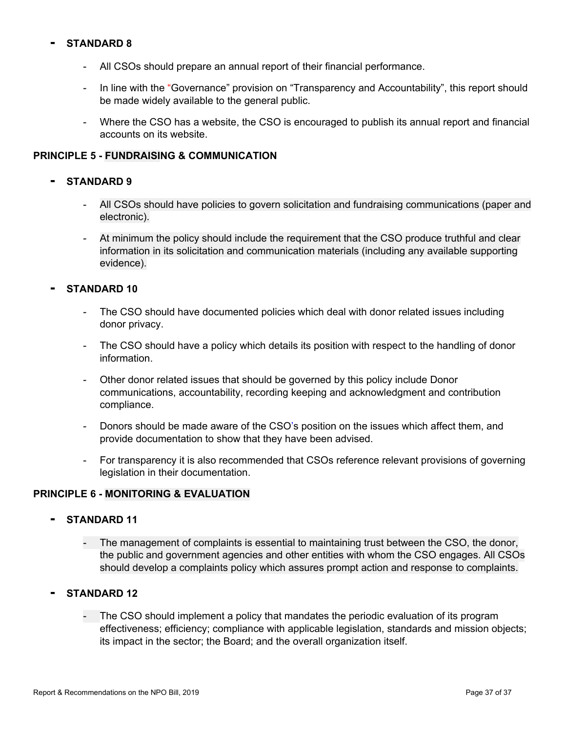- **STANDARD 8**
  - All CSOs should prepare an annual report of their financial performance.
  - In line with the "Governance" provision on "Transparency and Accountability", this report should be made widely available to the general public.
  - Where the CSO has a website, the CSO is encouraged to publish its annual report and financial accounts on its website.

**PRINCIPLE 5 - FUNDRAISING & COMMUNICATION**

- **STANDARD 9**
  - All CSOs should have policies to govern solicitation and fundraising communications (paper and electronic).
  - At minimum the policy should include the requirement that the CSO produce truthful and clear information in its solicitation and communication materials (including any available supporting evidence).

- **STANDARD 10**
  - The CSO should have documented policies which deal with donor related issues including donor privacy.
  - The CSO should have a policy which details its position with respect to the handling of donor information.
  - Other donor related issues that should be governed by this policy include Donor communications, accountability, recording keeping and acknowledgment and contribution compliance.
  - Donors should be made aware of the CSO's position on the issues which affect them, and provide documentation to show that they have been advised.
  - For transparency it is also recommended that CSOs reference relevant provisions of governing legislation in their documentation.

**PRINCIPLE 6 - MONITORING & EVALUATION**

- **STANDARD 11**
  - The management of complaints is essential to maintaining trust between the CSO, the donor, the public and government agencies and other entities with whom the CSO engages. All CSOs should develop a complaints policy which assures prompt action and response to complaints.

- **STANDARD 12**
  - The CSO should implement a policy that mandates the periodic evaluation of its program effectiveness; efficiency; compliance with applicable legislation, standards and mission objects; its impact in the sector; the Board; and the overall organization itself.